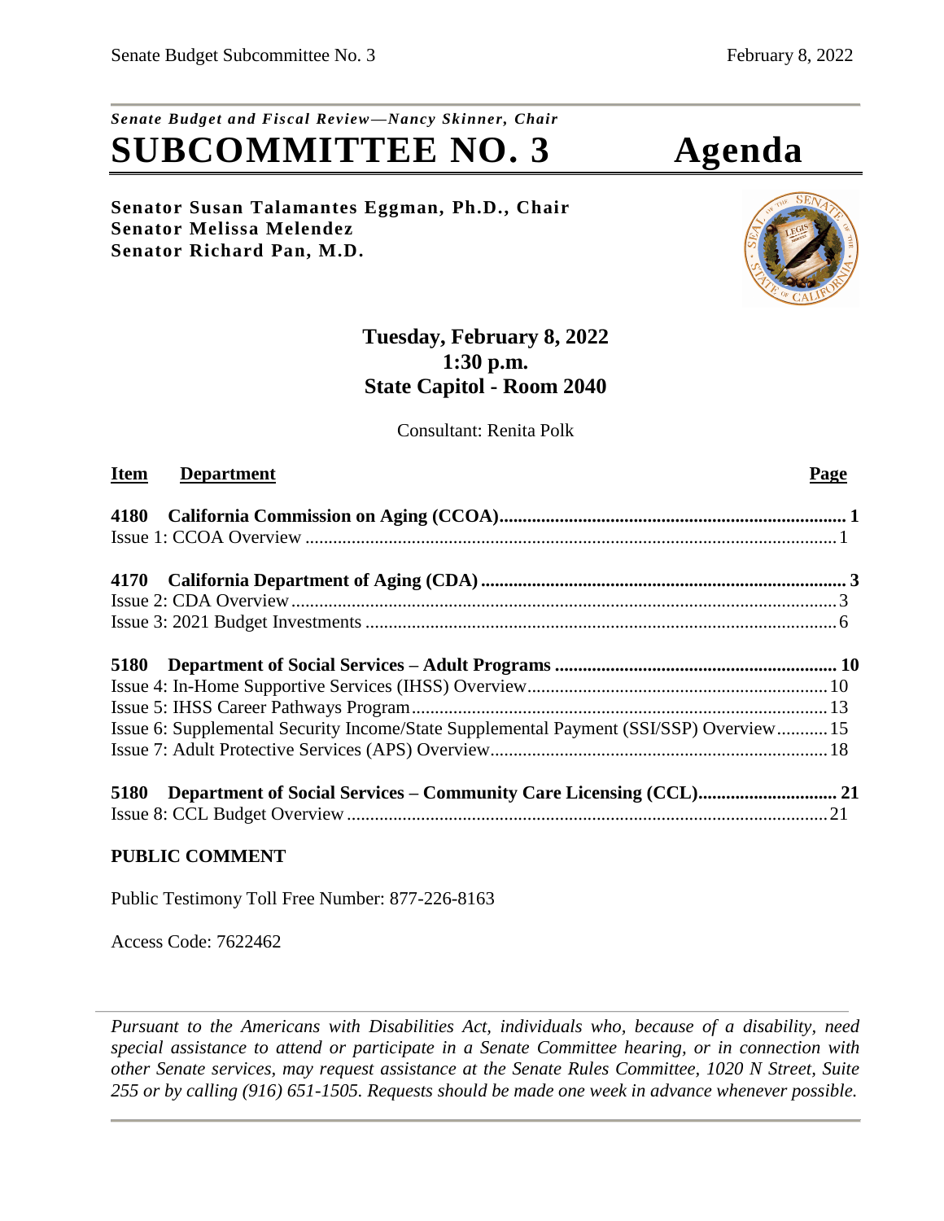*Senate Budget and Fiscal Review—Nancy Skinner, Chair*

# SUBCOMMITTEE NO. 3 Agenda

**Senator Susan Talamantes Eggman, Ph.D., Chair**
**Senator Melissa Melendez**
**Senator Richard Pan, M.D.**

**Tuesday, February 8, 2022**
**1:30 p.m.**
**State Capitol - Room 2040**

Consultant: Renita Polk

| Item | Department | Page |
|---|---|---|
| **4180** | **California Commission on Aging (CCOA)** | **1** |
| | Issue 1: CCOA Overview | 1 |
| **4170** | **California Department of Aging (CDA)** | **3** |
| | Issue 2: CDA Overview | 3 |
| | Issue 3: 2021 Budget Investments | 6 |
| **5180** | **Department of Social Services – Adult Programs** | **10** |
| | Issue 4: In-Home Supportive Services (IHSS) Overview | 10 |
| | Issue 5: IHSS Career Pathways Program | 13 |
| | Issue 6: Supplemental Security Income/State Supplemental Payment (SSI/SSP) Overview | 15 |
| | Issue 7: Adult Protective Services (APS) Overview | 18 |
| **5180** | **Department of Social Services – Community Care Licensing (CCL)** | **21** |
| | Issue 8: CCL Budget Overview | 21 |

**PUBLIC COMMENT**

Public Testimony Toll Free Number: 877-226-8163

Access Code: 7622462

*Pursuant to the Americans with Disabilities Act, individuals who, because of a disability, need special assistance to attend or participate in a Senate Committee hearing, or in connection with other Senate services, may request assistance at the Senate Rules Committee, 1020 N Street, Suite 255 or by calling (916) 651-1505. Requests should be made one week in advance whenever possible.*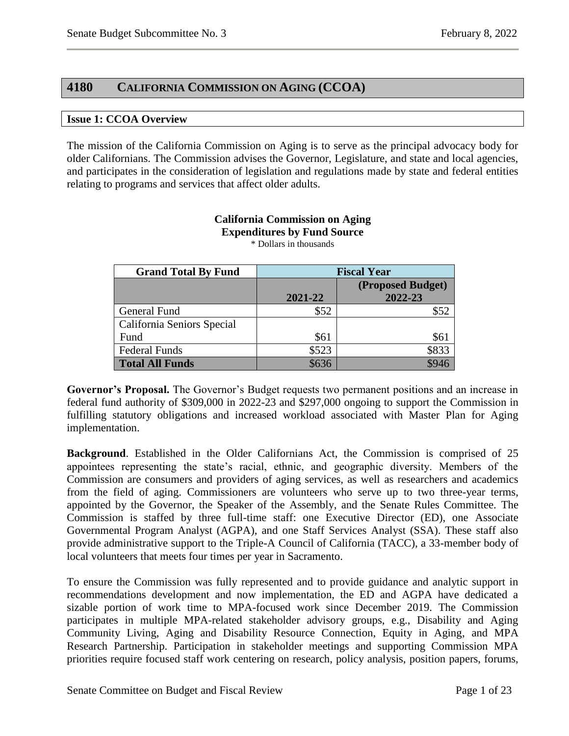## 4180 CALIFORNIA COMMISSION ON AGING (CCOA)

### Issue 1: CCOA Overview

The mission of the California Commission on Aging is to serve as the principal advocacy body for older Californians. The Commission advises the Governor, Legislature, and state and local agencies, and participates in the consideration of legislation and regulations made by state and federal entities relating to programs and services that affect older adults.

**California Commission on Aging**
**Expenditures by Fund Source**
\* Dollars in thousands

| Grand Total By Fund | Fiscal Year | |
|---|---|---|
| | 2021-22 | (Proposed Budget) 2022-23 |
| General Fund | $52 | $52 |
| California Seniors Special Fund | $61 | $61 |
| Federal Funds | $523 | $833 |
| **Total All Funds** | $636 | $946 |

**Governor's Proposal.** The Governor's Budget requests two permanent positions and an increase in federal fund authority of $309,000 in 2022-23 and $297,000 ongoing to support the Commission in fulfilling statutory obligations and increased workload associated with Master Plan for Aging implementation.

**Background**. Established in the Older Californians Act, the Commission is comprised of 25 appointees representing the state's racial, ethnic, and geographic diversity. Members of the Commission are consumers and providers of aging services, as well as researchers and academics from the field of aging. Commissioners are volunteers who serve up to two three-year terms, appointed by the Governor, the Speaker of the Assembly, and the Senate Rules Committee. The Commission is staffed by three full-time staff: one Executive Director (ED), one Associate Governmental Program Analyst (AGPA), and one Staff Services Analyst (SSA). These staff also provide administrative support to the Triple-A Council of California (TACC), a 33-member body of local volunteers that meets four times per year in Sacramento.

To ensure the Commission was fully represented and to provide guidance and analytic support in recommendations development and now implementation, the ED and AGPA have dedicated a sizable portion of work time to MPA-focused work since December 2019. The Commission participates in multiple MPA-related stakeholder advisory groups, e.g., Disability and Aging Community Living, Aging and Disability Resource Connection, Equity in Aging, and MPA Research Partnership. Participation in stakeholder meetings and supporting Commission MPA priorities require focused staff work centering on research, policy analysis, position papers, forums,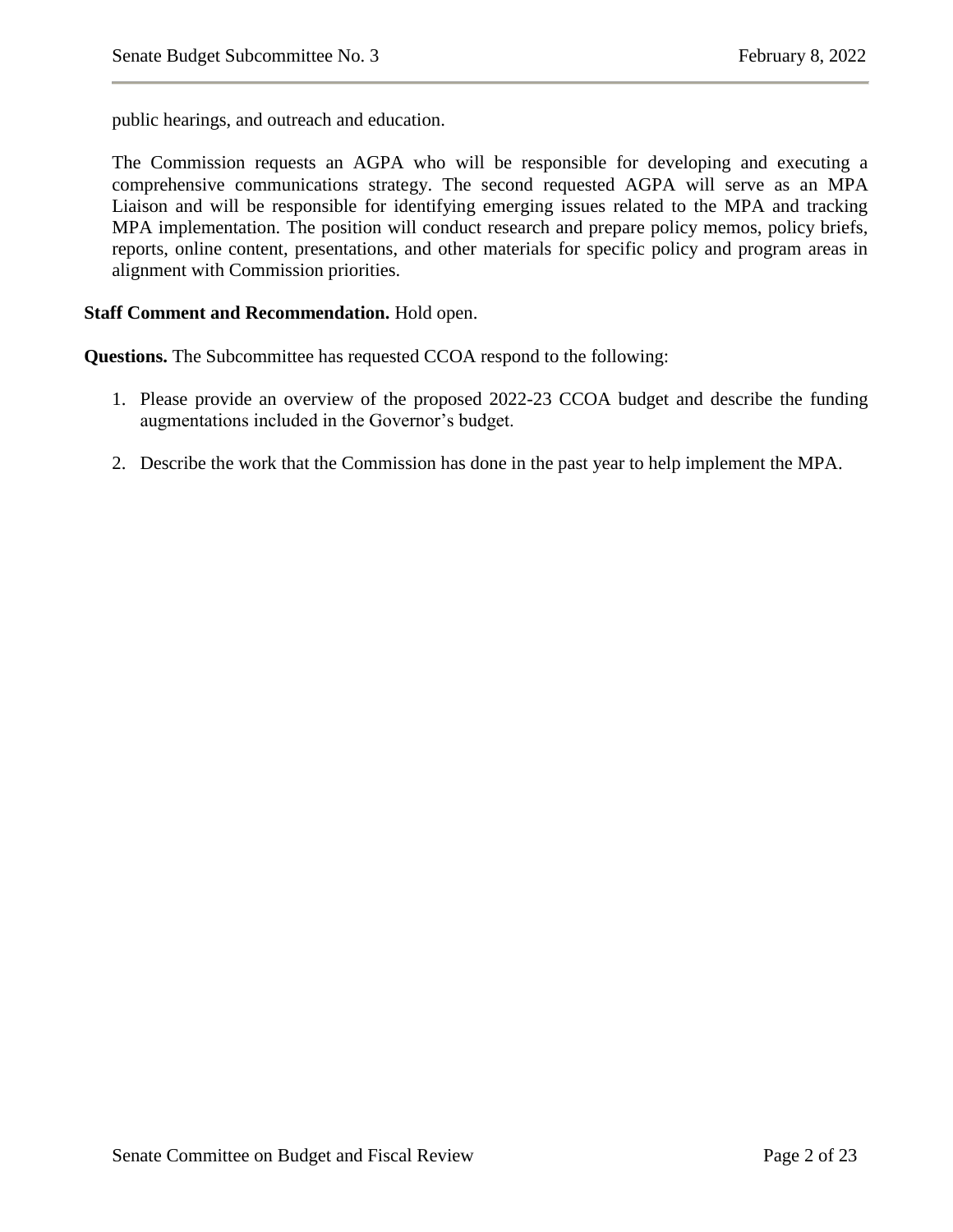public hearings, and outreach and education.

The Commission requests an AGPA who will be responsible for developing and executing a comprehensive communications strategy. The second requested AGPA will serve as an MPA Liaison and will be responsible for identifying emerging issues related to the MPA and tracking MPA implementation. The position will conduct research and prepare policy memos, policy briefs, reports, online content, presentations, and other materials for specific policy and program areas in alignment with Commission priorities.

**Staff Comment and Recommendation.** Hold open.

**Questions.** The Subcommittee has requested CCOA respond to the following:

1. Please provide an overview of the proposed 2022-23 CCOA budget and describe the funding augmentations included in the Governor's budget.

2. Describe the work that the Commission has done in the past year to help implement the MPA.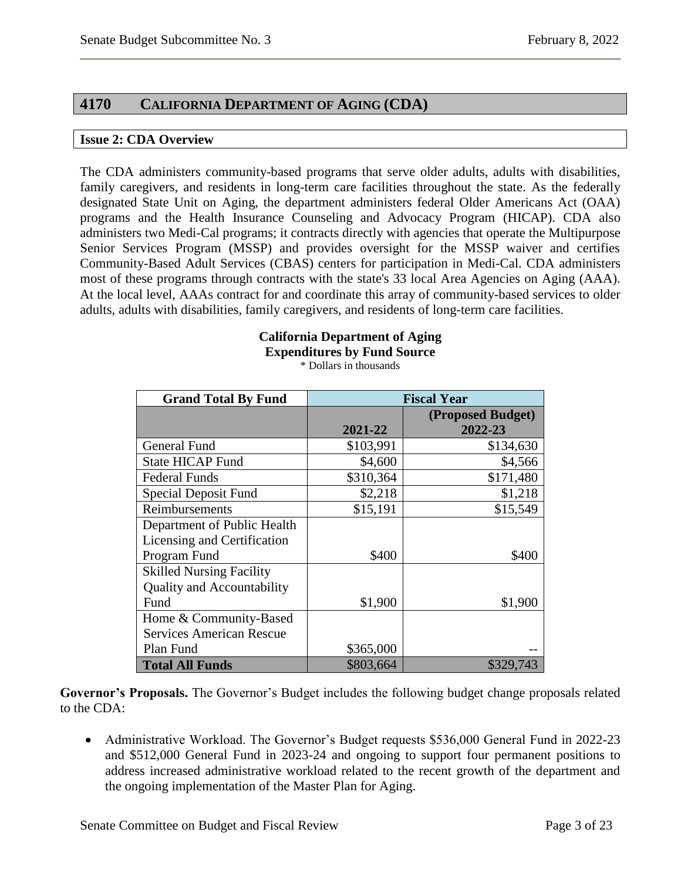## 4170 CALIFORNIA DEPARTMENT OF AGING (CDA)

### Issue 2: CDA Overview

The CDA administers community-based programs that serve older adults, adults with disabilities, family caregivers, and residents in long-term care facilities throughout the state. As the federally designated State Unit on Aging, the department administers federal Older Americans Act (OAA) programs and the Health Insurance Counseling and Advocacy Program (HICAP). CDA also administers two Medi-Cal programs; it contracts directly with agencies that operate the Multipurpose Senior Services Program (MSSP) and provides oversight for the MSSP waiver and certifies Community-Based Adult Services (CBAS) centers for participation in Medi-Cal. CDA administers most of these programs through contracts with the state's 33 local Area Agencies on Aging (AAA). At the local level, AAAs contract for and coordinate this array of community-based services to older adults, adults with disabilities, family caregivers, and residents of long-term care facilities.

**California Department of Aging**
**Expenditures by Fund Source**
* Dollars in thousands

| Grand Total By Fund | Fiscal Year | |
|---|---|---|
| | 2021-22 | (Proposed Budget) 2022-23 |
| General Fund | $103,991 | $134,630 |
| State HICAP Fund | $4,600 | $4,566 |
| Federal Funds | $310,364 | $171,480 |
| Special Deposit Fund | $2,218 | $1,218 |
| Reimbursements | $15,191 | $15,549 |
| Department of Public Health Licensing and Certification Program Fund | $400 | $400 |
| Skilled Nursing Facility Quality and Accountability Fund | $1,900 | $1,900 |
| Home & Community-Based Services American Rescue Plan Fund | $365,000 | -- |
| **Total All Funds** | $803,664 | $329,743 |

**Governor's Proposals.** The Governor's Budget includes the following budget change proposals related to the CDA:

- Administrative Workload. The Governor's Budget requests $536,000 General Fund in 2022-23 and $512,000 General Fund in 2023-24 and ongoing to support four permanent positions to address increased administrative workload related to the recent growth of the department and the ongoing implementation of the Master Plan for Aging.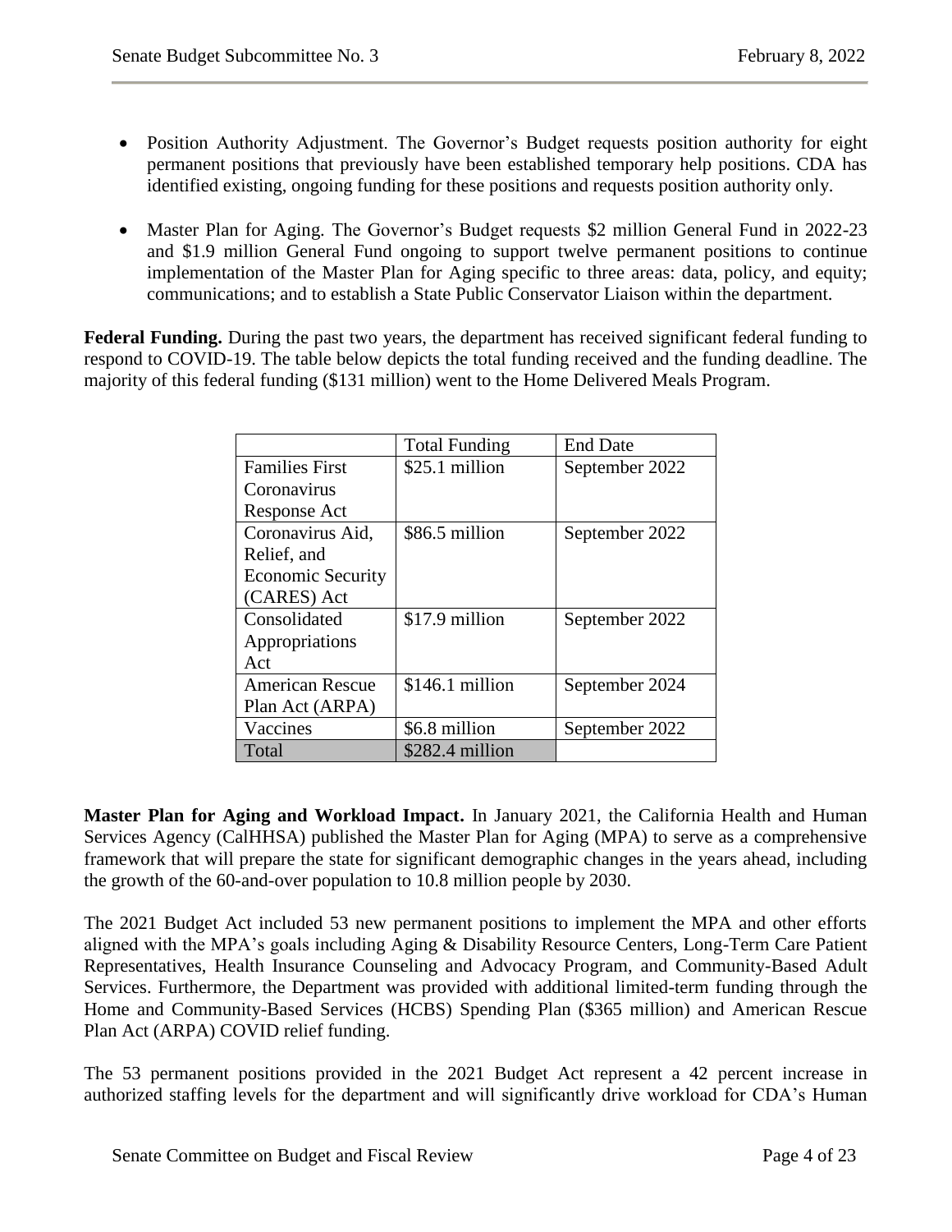- Position Authority Adjustment. The Governor's Budget requests position authority for eight permanent positions that previously have been established temporary help positions. CDA has identified existing, ongoing funding for these positions and requests position authority only.

- Master Plan for Aging. The Governor's Budget requests $2 million General Fund in 2022-23 and $1.9 million General Fund ongoing to support twelve permanent positions to continue implementation of the Master Plan for Aging specific to three areas: data, policy, and equity; communications; and to establish a State Public Conservator Liaison within the department.

**Federal Funding.** During the past two years, the department has received significant federal funding to respond to COVID-19. The table below depicts the total funding received and the funding deadline. The majority of this federal funding ($131 million) went to the Home Delivered Meals Program.

| | Total Funding | End Date |
|---|---|---|
| Families First Coronavirus Response Act | $25.1 million | September 2022 |
| Coronavirus Aid, Relief, and Economic Security (CARES) Act | $86.5 million | September 2022 |
| Consolidated Appropriations Act | $17.9 million | September 2022 |
| American Rescue Plan Act (ARPA) | $146.1 million | September 2024 |
| Vaccines | $6.8 million | September 2022 |
| Total | $282.4 million | |

**Master Plan for Aging and Workload Impact.** In January 2021, the California Health and Human Services Agency (CalHHSA) published the Master Plan for Aging (MPA) to serve as a comprehensive framework that will prepare the state for significant demographic changes in the years ahead, including the growth of the 60-and-over population to 10.8 million people by 2030.

The 2021 Budget Act included 53 new permanent positions to implement the MPA and other efforts aligned with the MPA's goals including Aging & Disability Resource Centers, Long-Term Care Patient Representatives, Health Insurance Counseling and Advocacy Program, and Community-Based Adult Services. Furthermore, the Department was provided with additional limited-term funding through the Home and Community-Based Services (HCBS) Spending Plan ($365 million) and American Rescue Plan Act (ARPA) COVID relief funding.

The 53 permanent positions provided in the 2021 Budget Act represent a 42 percent increase in authorized staffing levels for the department and will significantly drive workload for CDA's Human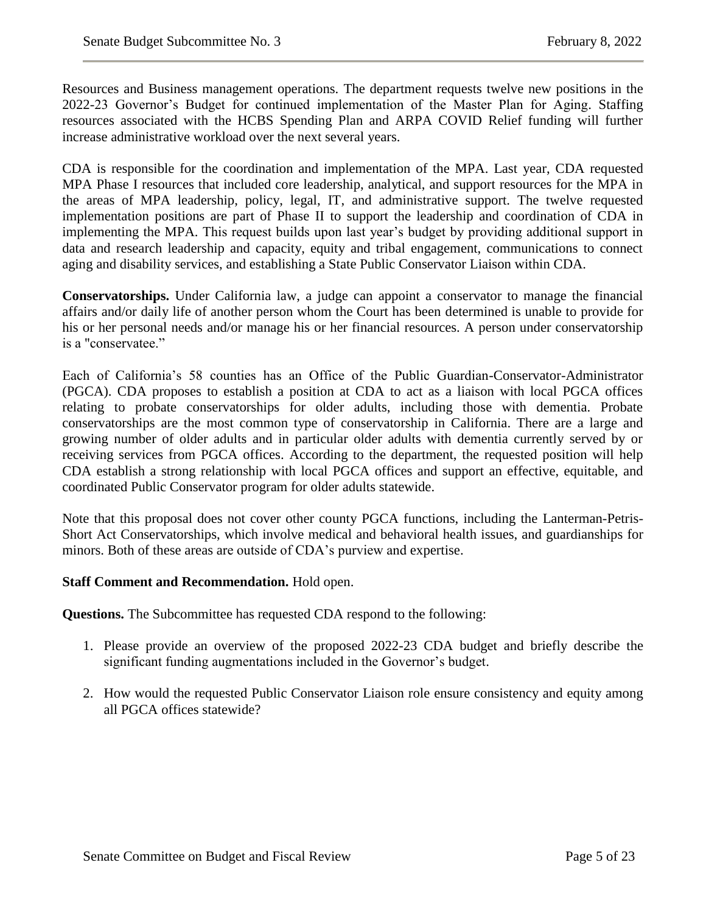Resources and Business management operations. The department requests twelve new positions in the 2022-23 Governor's Budget for continued implementation of the Master Plan for Aging. Staffing resources associated with the HCBS Spending Plan and ARPA COVID Relief funding will further increase administrative workload over the next several years.

CDA is responsible for the coordination and implementation of the MPA. Last year, CDA requested MPA Phase I resources that included core leadership, analytical, and support resources for the MPA in the areas of MPA leadership, policy, legal, IT, and administrative support. The twelve requested implementation positions are part of Phase II to support the leadership and coordination of CDA in implementing the MPA. This request builds upon last year's budget by providing additional support in data and research leadership and capacity, equity and tribal engagement, communications to connect aging and disability services, and establishing a State Public Conservator Liaison within CDA.

**Conservatorships.** Under California law, a judge can appoint a conservator to manage the financial affairs and/or daily life of another person whom the Court has been determined is unable to provide for his or her personal needs and/or manage his or her financial resources. A person under conservatorship is a "conservatee."

Each of California's 58 counties has an Office of the Public Guardian-Conservator-Administrator (PGCA). CDA proposes to establish a position at CDA to act as a liaison with local PGCA offices relating to probate conservatorships for older adults, including those with dementia. Probate conservatorships are the most common type of conservatorship in California. There are a large and growing number of older adults and in particular older adults with dementia currently served by or receiving services from PGCA offices. According to the department, the requested position will help CDA establish a strong relationship with local PGCA offices and support an effective, equitable, and coordinated Public Conservator program for older adults statewide.

Note that this proposal does not cover other county PGCA functions, including the Lanterman-Petris-Short Act Conservatorships, which involve medical and behavioral health issues, and guardianships for minors. Both of these areas are outside of CDA's purview and expertise.

**Staff Comment and Recommendation.** Hold open.

**Questions.** The Subcommittee has requested CDA respond to the following:

1. Please provide an overview of the proposed 2022-23 CDA budget and briefly describe the significant funding augmentations included in the Governor's budget.

2. How would the requested Public Conservator Liaison role ensure consistency and equity among all PGCA offices statewide?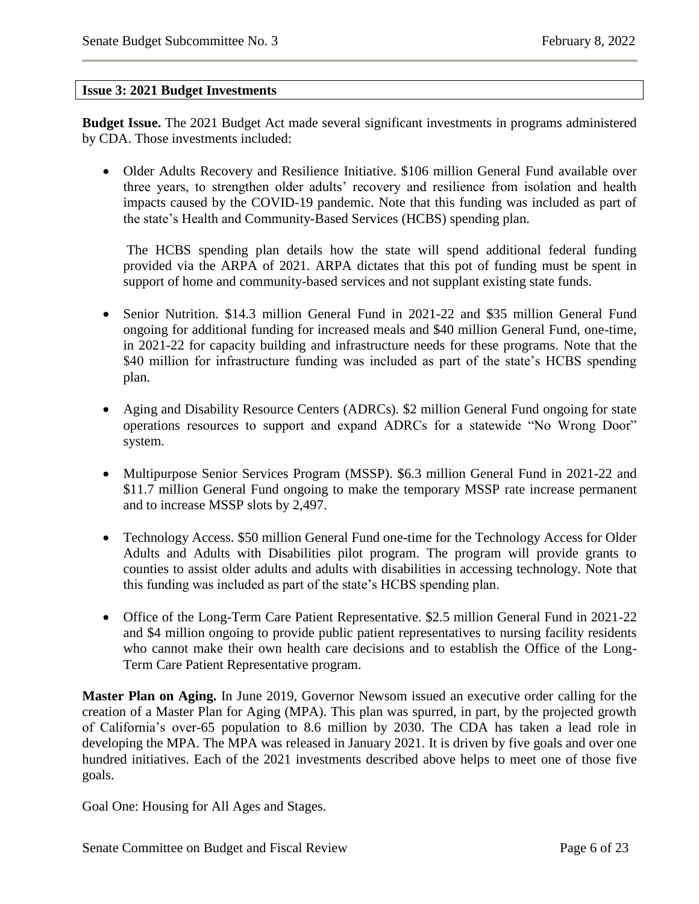## Issue 3: 2021 Budget Investments

**Budget Issue.** The 2021 Budget Act made several significant investments in programs administered by CDA. Those investments included:

- Older Adults Recovery and Resilience Initiative. $106 million General Fund available over three years, to strengthen older adults' recovery and resilience from isolation and health impacts caused by the COVID-19 pandemic. Note that this funding was included as part of the state's Health and Community-Based Services (HCBS) spending plan.

  The HCBS spending plan details how the state will spend additional federal funding provided via the ARPA of 2021. ARPA dictates that this pot of funding must be spent in support of home and community-based services and not supplant existing state funds.

- Senior Nutrition. $14.3 million General Fund in 2021-22 and $35 million General Fund ongoing for additional funding for increased meals and $40 million General Fund, one-time, in 2021-22 for capacity building and infrastructure needs for these programs. Note that the $40 million for infrastructure funding was included as part of the state's HCBS spending plan.

- Aging and Disability Resource Centers (ADRCs). $2 million General Fund ongoing for state operations resources to support and expand ADRCs for a statewide "No Wrong Door" system.

- Multipurpose Senior Services Program (MSSP). $6.3 million General Fund in 2021-22 and $11.7 million General Fund ongoing to make the temporary MSSP rate increase permanent and to increase MSSP slots by 2,497.

- Technology Access. $50 million General Fund one-time for the Technology Access for Older Adults and Adults with Disabilities pilot program. The program will provide grants to counties to assist older adults and adults with disabilities in accessing technology. Note that this funding was included as part of the state's HCBS spending plan.

- Office of the Long-Term Care Patient Representative. $2.5 million General Fund in 2021-22 and $4 million ongoing to provide public patient representatives to nursing facility residents who cannot make their own health care decisions and to establish the Office of the Long-Term Care Patient Representative program.

**Master Plan on Aging.** In June 2019, Governor Newsom issued an executive order calling for the creation of a Master Plan for Aging (MPA). This plan was spurred, in part, by the projected growth of California's over-65 population to 8.6 million by 2030. The CDA has taken a lead role in developing the MPA. The MPA was released in January 2021. It is driven by five goals and over one hundred initiatives. Each of the 2021 investments described above helps to meet one of those five goals.

Goal One: Housing for All Ages and Stages.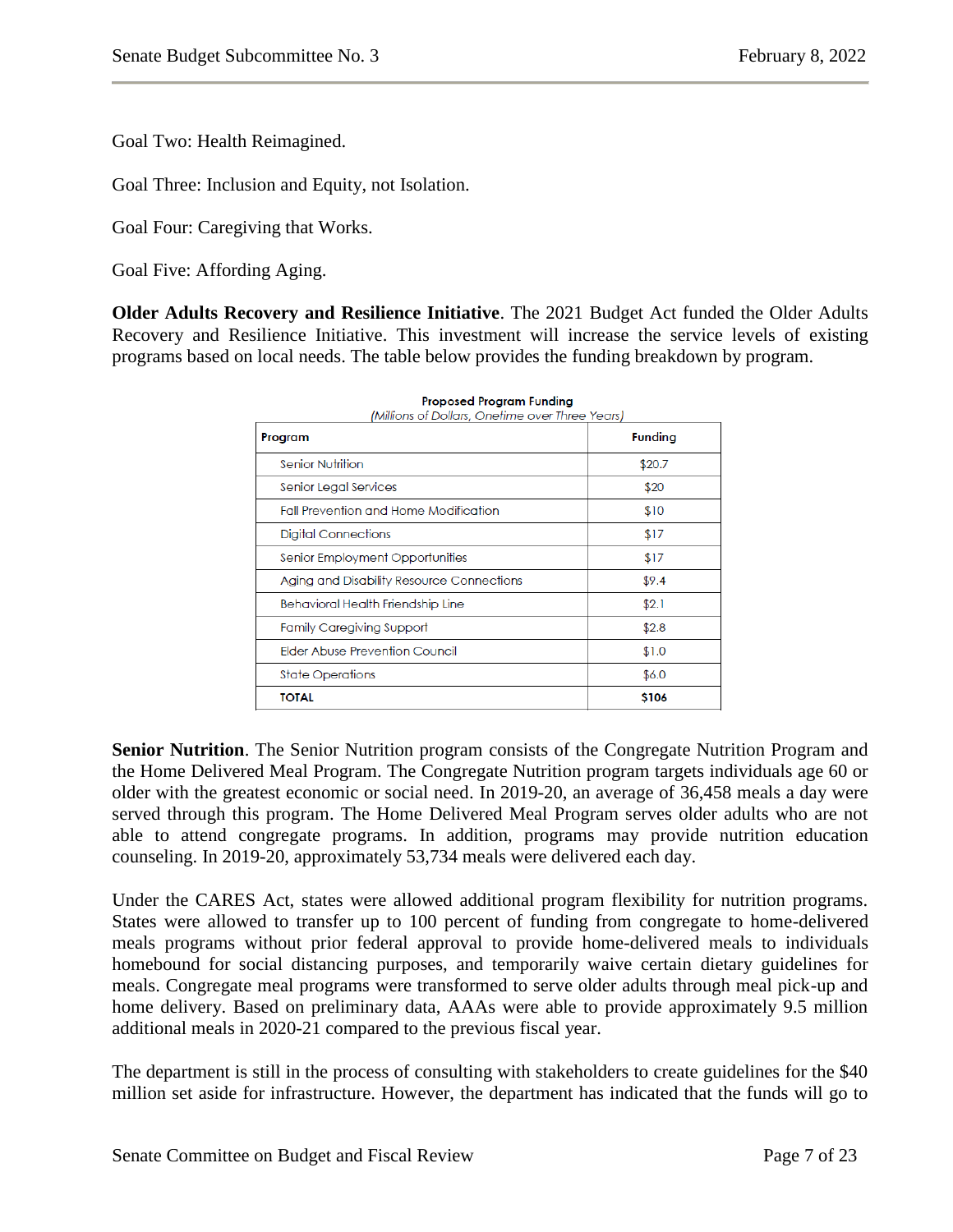Goal Two: Health Reimagined.

Goal Three: Inclusion and Equity, not Isolation.

Goal Four: Caregiving that Works.

Goal Five: Affording Aging.

**Older Adults Recovery and Resilience Initiative**. The 2021 Budget Act funded the Older Adults Recovery and Resilience Initiative. This investment will increase the service levels of existing programs based on local needs. The table below provides the funding breakdown by program.

**Proposed Program Funding**
*(Millions of Dollars, Onetime over Three Years)*

| Program | Funding |
|---|---|
| Senior Nutrition | $20.7 |
| Senior Legal Services | $20 |
| Fall Prevention and Home Modification | $10 |
| Digital Connections | $17 |
| Senior Employment Opportunities | $17 |
| Aging and Disability Resource Connections | $9.4 |
| Behavioral Health Friendship Line | $2.1 |
| Family Caregiving Support | $2.8 |
| Elder Abuse Prevention Council | $1.0 |
| State Operations | $6.0 |
| **TOTAL** | **$106** |

**Senior Nutrition**. The Senior Nutrition program consists of the Congregate Nutrition Program and the Home Delivered Meal Program. The Congregate Nutrition program targets individuals age 60 or older with the greatest economic or social need. In 2019-20, an average of 36,458 meals a day were served through this program. The Home Delivered Meal Program serves older adults who are not able to attend congregate programs. In addition, programs may provide nutrition education counseling. In 2019-20, approximately 53,734 meals were delivered each day.

Under the CARES Act, states were allowed additional program flexibility for nutrition programs. States were allowed to transfer up to 100 percent of funding from congregate to home-delivered meals programs without prior federal approval to provide home-delivered meals to individuals homebound for social distancing purposes, and temporarily waive certain dietary guidelines for meals. Congregate meal programs were transformed to serve older adults through meal pick-up and home delivery. Based on preliminary data, AAAs were able to provide approximately 9.5 million additional meals in 2020-21 compared to the previous fiscal year.

The department is still in the process of consulting with stakeholders to create guidelines for the $40 million set aside for infrastructure. However, the department has indicated that the funds will go to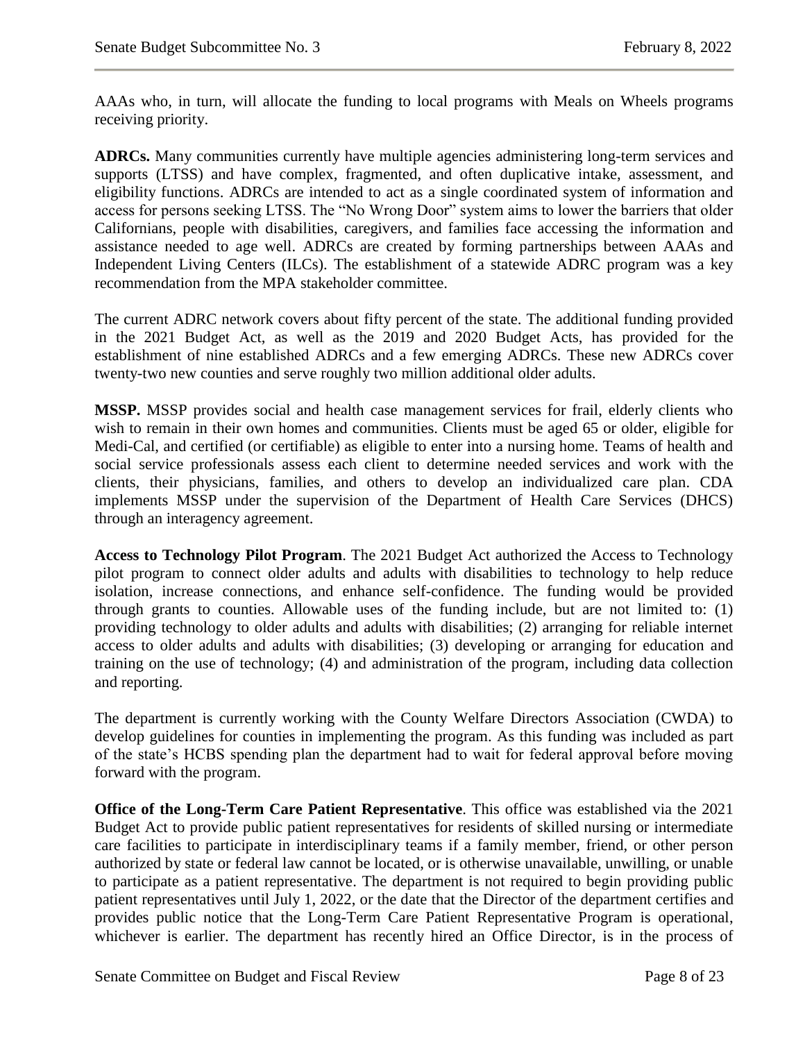AAAs who, in turn, will allocate the funding to local programs with Meals on Wheels programs receiving priority.

**ADRCs.** Many communities currently have multiple agencies administering long-term services and supports (LTSS) and have complex, fragmented, and often duplicative intake, assessment, and eligibility functions. ADRCs are intended to act as a single coordinated system of information and access for persons seeking LTSS. The "No Wrong Door" system aims to lower the barriers that older Californians, people with disabilities, caregivers, and families face accessing the information and assistance needed to age well. ADRCs are created by forming partnerships between AAAs and Independent Living Centers (ILCs). The establishment of a statewide ADRC program was a key recommendation from the MPA stakeholder committee.

The current ADRC network covers about fifty percent of the state. The additional funding provided in the 2021 Budget Act, as well as the 2019 and 2020 Budget Acts, has provided for the establishment of nine established ADRCs and a few emerging ADRCs. These new ADRCs cover twenty-two new counties and serve roughly two million additional older adults.

**MSSP.** MSSP provides social and health case management services for frail, elderly clients who wish to remain in their own homes and communities. Clients must be aged 65 or older, eligible for Medi-Cal, and certified (or certifiable) as eligible to enter into a nursing home. Teams of health and social service professionals assess each client to determine needed services and work with the clients, their physicians, families, and others to develop an individualized care plan. CDA implements MSSP under the supervision of the Department of Health Care Services (DHCS) through an interagency agreement.

**Access to Technology Pilot Program**. The 2021 Budget Act authorized the Access to Technology pilot program to connect older adults and adults with disabilities to technology to help reduce isolation, increase connections, and enhance self-confidence. The funding would be provided through grants to counties. Allowable uses of the funding include, but are not limited to: (1) providing technology to older adults and adults with disabilities; (2) arranging for reliable internet access to older adults and adults with disabilities; (3) developing or arranging for education and training on the use of technology; (4) and administration of the program, including data collection and reporting.

The department is currently working with the County Welfare Directors Association (CWDA) to develop guidelines for counties in implementing the program. As this funding was included as part of the state's HCBS spending plan the department had to wait for federal approval before moving forward with the program.

**Office of the Long-Term Care Patient Representative**. This office was established via the 2021 Budget Act to provide public patient representatives for residents of skilled nursing or intermediate care facilities to participate in interdisciplinary teams if a family member, friend, or other person authorized by state or federal law cannot be located, or is otherwise unavailable, unwilling, or unable to participate as a patient representative. The department is not required to begin providing public patient representatives until July 1, 2022, or the date that the Director of the department certifies and provides public notice that the Long-Term Care Patient Representative Program is operational, whichever is earlier. The department has recently hired an Office Director, is in the process of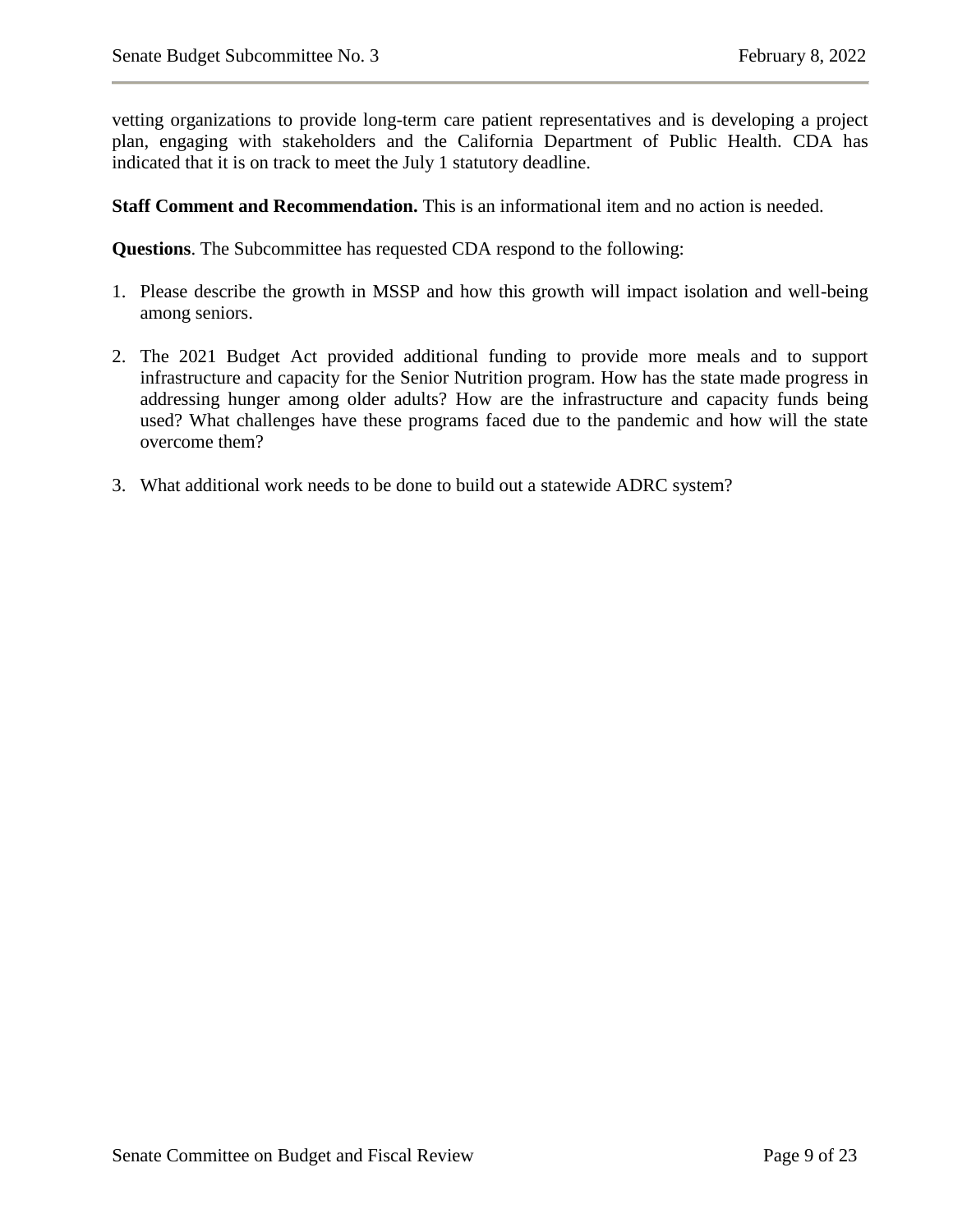vetting organizations to provide long-term care patient representatives and is developing a project plan, engaging with stakeholders and the California Department of Public Health. CDA has indicated that it is on track to meet the July 1 statutory deadline.

**Staff Comment and Recommendation.** This is an informational item and no action is needed.

**Questions**. The Subcommittee has requested CDA respond to the following:

1. Please describe the growth in MSSP and how this growth will impact isolation and well-being among seniors.

2. The 2021 Budget Act provided additional funding to provide more meals and to support infrastructure and capacity for the Senior Nutrition program. How has the state made progress in addressing hunger among older adults? How are the infrastructure and capacity funds being used? What challenges have these programs faced due to the pandemic and how will the state overcome them?

3. What additional work needs to be done to build out a statewide ADRC system?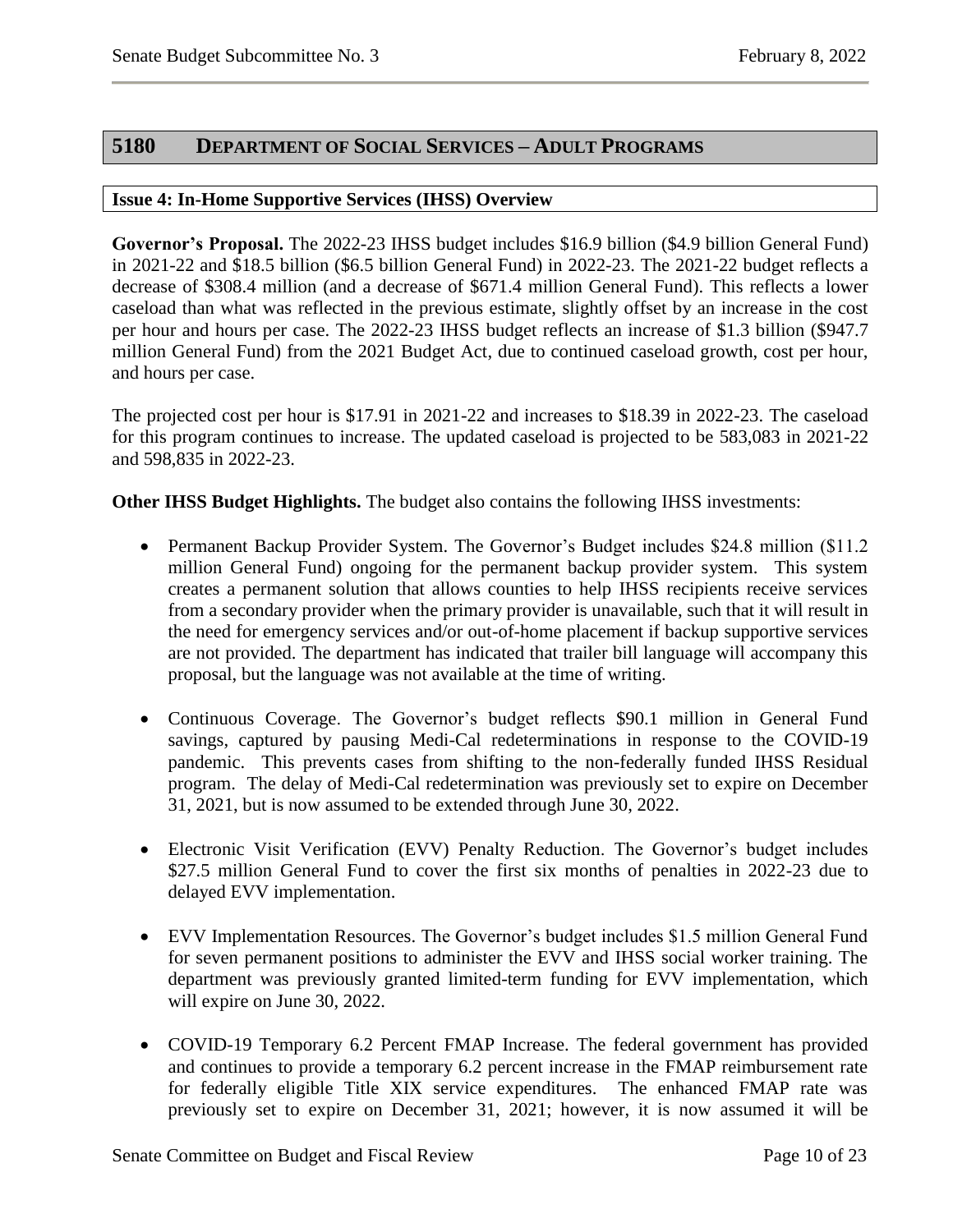## 5180 DEPARTMENT OF SOCIAL SERVICES – ADULT PROGRAMS

### Issue 4: In-Home Supportive Services (IHSS) Overview

**Governor's Proposal.** The 2022-23 IHSS budget includes $16.9 billion ($4.9 billion General Fund) in 2021-22 and $18.5 billion ($6.5 billion General Fund) in 2022-23. The 2021-22 budget reflects a decrease of $308.4 million (and a decrease of $671.4 million General Fund). This reflects a lower caseload than what was reflected in the previous estimate, slightly offset by an increase in the cost per hour and hours per case. The 2022-23 IHSS budget reflects an increase of $1.3 billion ($947.7 million General Fund) from the 2021 Budget Act, due to continued caseload growth, cost per hour, and hours per case.

The projected cost per hour is $17.91 in 2021-22 and increases to $18.39 in 2022-23. The caseload for this program continues to increase. The updated caseload is projected to be 583,083 in 2021-22 and 598,835 in 2022-23.

**Other IHSS Budget Highlights.** The budget also contains the following IHSS investments:

- Permanent Backup Provider System. The Governor's Budget includes $24.8 million ($11.2 million General Fund) ongoing for the permanent backup provider system. This system creates a permanent solution that allows counties to help IHSS recipients receive services from a secondary provider when the primary provider is unavailable, such that it will result in the need for emergency services and/or out-of-home placement if backup supportive services are not provided. The department has indicated that trailer bill language will accompany this proposal, but the language was not available at the time of writing.

- Continuous Coverage. The Governor's budget reflects $90.1 million in General Fund savings, captured by pausing Medi-Cal redeterminations in response to the COVID-19 pandemic. This prevents cases from shifting to the non-federally funded IHSS Residual program. The delay of Medi-Cal redetermination was previously set to expire on December 31, 2021, but is now assumed to be extended through June 30, 2022.

- Electronic Visit Verification (EVV) Penalty Reduction. The Governor's budget includes $27.5 million General Fund to cover the first six months of penalties in 2022-23 due to delayed EVV implementation.

- EVV Implementation Resources. The Governor's budget includes $1.5 million General Fund for seven permanent positions to administer the EVV and IHSS social worker training. The department was previously granted limited-term funding for EVV implementation, which will expire on June 30, 2022.

- COVID-19 Temporary 6.2 Percent FMAP Increase. The federal government has provided and continues to provide a temporary 6.2 percent increase in the FMAP reimbursement rate for federally eligible Title XIX service expenditures. The enhanced FMAP rate was previously set to expire on December 31, 2021; however, it is now assumed it will be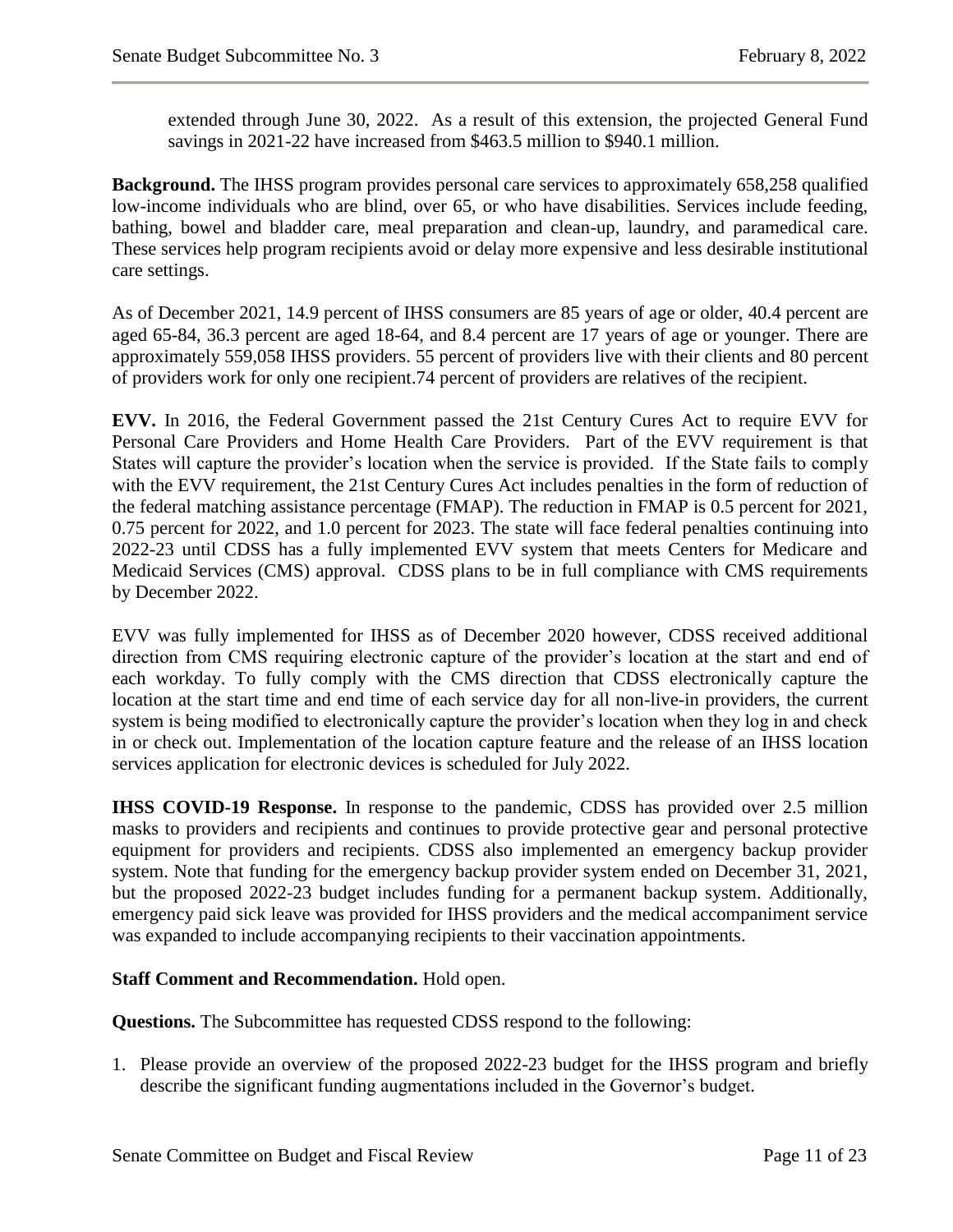extended through June 30, 2022. As a result of this extension, the projected General Fund savings in 2021-22 have increased from $463.5 million to $940.1 million.

**Background.** The IHSS program provides personal care services to approximately 658,258 qualified low-income individuals who are blind, over 65, or who have disabilities. Services include feeding, bathing, bowel and bladder care, meal preparation and clean-up, laundry, and paramedical care. These services help program recipients avoid or delay more expensive and less desirable institutional care settings.

As of December 2021, 14.9 percent of IHSS consumers are 85 years of age or older, 40.4 percent are aged 65-84, 36.3 percent are aged 18-64, and 8.4 percent are 17 years of age or younger. There are approximately 559,058 IHSS providers. 55 percent of providers live with their clients and 80 percent of providers work for only one recipient.74 percent of providers are relatives of the recipient.

**EVV.** In 2016, the Federal Government passed the 21st Century Cures Act to require EVV for Personal Care Providers and Home Health Care Providers. Part of the EVV requirement is that States will capture the provider's location when the service is provided. If the State fails to comply with the EVV requirement, the 21st Century Cures Act includes penalties in the form of reduction of the federal matching assistance percentage (FMAP). The reduction in FMAP is 0.5 percent for 2021, 0.75 percent for 2022, and 1.0 percent for 2023. The state will face federal penalties continuing into 2022-23 until CDSS has a fully implemented EVV system that meets Centers for Medicare and Medicaid Services (CMS) approval. CDSS plans to be in full compliance with CMS requirements by December 2022.

EVV was fully implemented for IHSS as of December 2020 however, CDSS received additional direction from CMS requiring electronic capture of the provider's location at the start and end of each workday. To fully comply with the CMS direction that CDSS electronically capture the location at the start time and end time of each service day for all non-live-in providers, the current system is being modified to electronically capture the provider's location when they log in and check in or check out. Implementation of the location capture feature and the release of an IHSS location services application for electronic devices is scheduled for July 2022.

**IHSS COVID-19 Response.** In response to the pandemic, CDSS has provided over 2.5 million masks to providers and recipients and continues to provide protective gear and personal protective equipment for providers and recipients. CDSS also implemented an emergency backup provider system. Note that funding for the emergency backup provider system ended on December 31, 2021, but the proposed 2022-23 budget includes funding for a permanent backup system. Additionally, emergency paid sick leave was provided for IHSS providers and the medical accompaniment service was expanded to include accompanying recipients to their vaccination appointments.

**Staff Comment and Recommendation.** Hold open.

**Questions.** The Subcommittee has requested CDSS respond to the following:

1. Please provide an overview of the proposed 2022-23 budget for the IHSS program and briefly describe the significant funding augmentations included in the Governor's budget.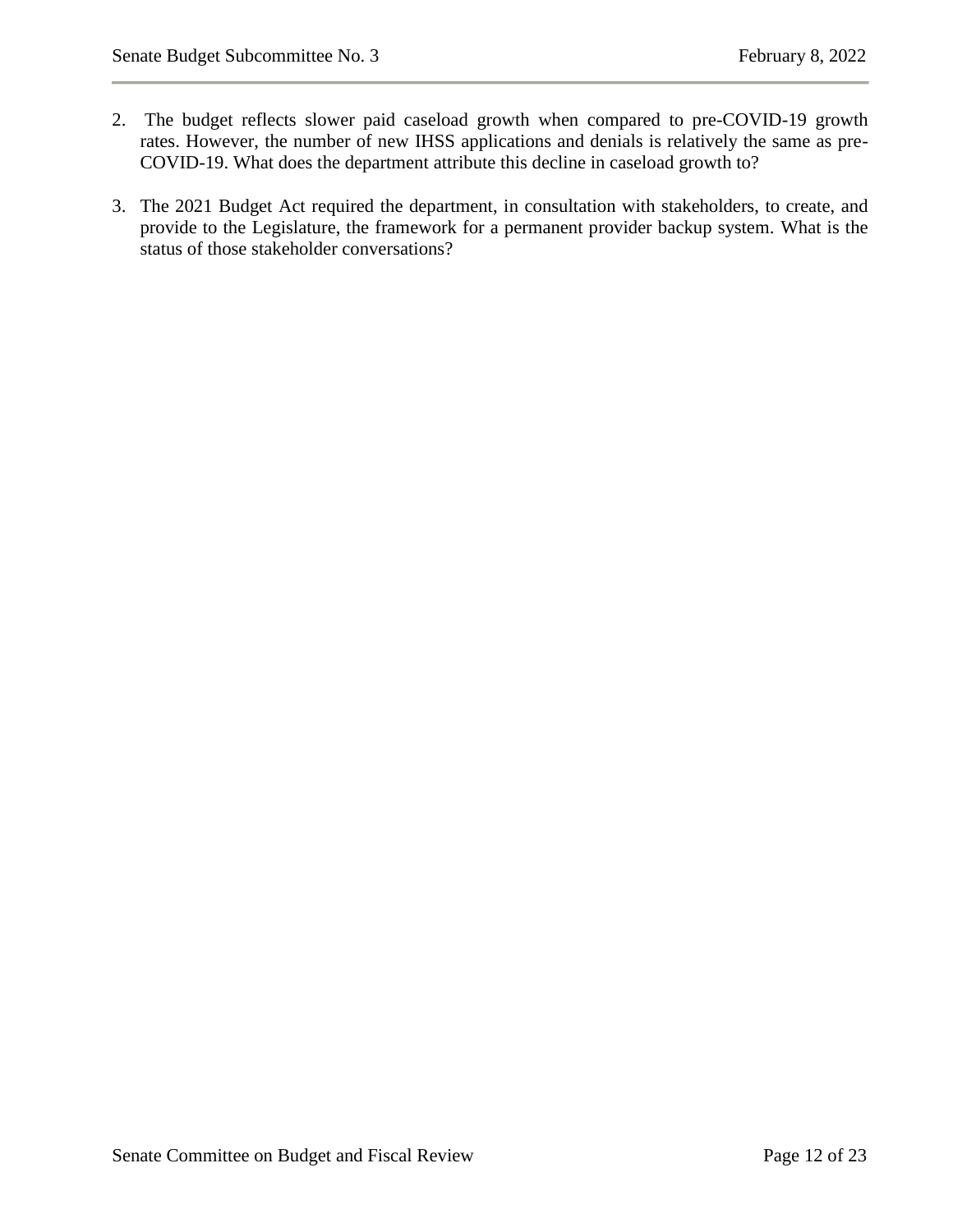2. The budget reflects slower paid caseload growth when compared to pre-COVID-19 growth rates. However, the number of new IHSS applications and denials is relatively the same as pre-COVID-19. What does the department attribute this decline in caseload growth to?

3. The 2021 Budget Act required the department, in consultation with stakeholders, to create, and provide to the Legislature, the framework for a permanent provider backup system. What is the status of those stakeholder conversations?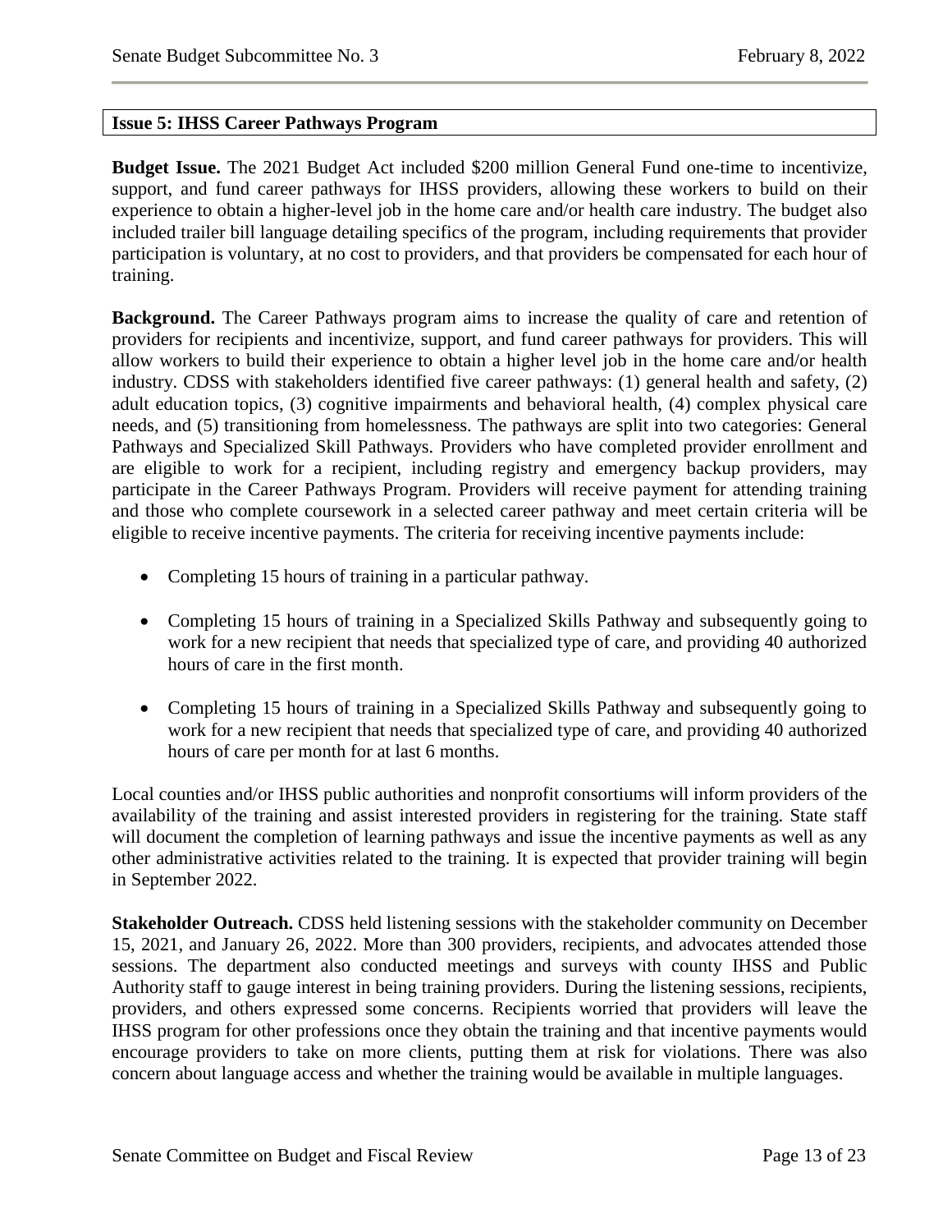**Issue 5: IHSS Career Pathways Program**

**Budget Issue.** The 2021 Budget Act included $200 million General Fund one-time to incentivize, support, and fund career pathways for IHSS providers, allowing these workers to build on their experience to obtain a higher-level job in the home care and/or health care industry. The budget also included trailer bill language detailing specifics of the program, including requirements that provider participation is voluntary, at no cost to providers, and that providers be compensated for each hour of training.

**Background.** The Career Pathways program aims to increase the quality of care and retention of providers for recipients and incentivize, support, and fund career pathways for providers. This will allow workers to build their experience to obtain a higher level job in the home care and/or health industry. CDSS with stakeholders identified five career pathways: (1) general health and safety, (2) adult education topics, (3) cognitive impairments and behavioral health, (4) complex physical care needs, and (5) transitioning from homelessness. The pathways are split into two categories: General Pathways and Specialized Skill Pathways. Providers who have completed provider enrollment and are eligible to work for a recipient, including registry and emergency backup providers, may participate in the Career Pathways Program. Providers will receive payment for attending training and those who complete coursework in a selected career pathway and meet certain criteria will be eligible to receive incentive payments. The criteria for receiving incentive payments include:

- Completing 15 hours of training in a particular pathway.
- Completing 15 hours of training in a Specialized Skills Pathway and subsequently going to work for a new recipient that needs that specialized type of care, and providing 40 authorized hours of care in the first month.
- Completing 15 hours of training in a Specialized Skills Pathway and subsequently going to work for a new recipient that needs that specialized type of care, and providing 40 authorized hours of care per month for at last 6 months.

Local counties and/or IHSS public authorities and nonprofit consortiums will inform providers of the availability of the training and assist interested providers in registering for the training. State staff will document the completion of learning pathways and issue the incentive payments as well as any other administrative activities related to the training. It is expected that provider training will begin in September 2022.

**Stakeholder Outreach.** CDSS held listening sessions with the stakeholder community on December 15, 2021, and January 26, 2022. More than 300 providers, recipients, and advocates attended those sessions. The department also conducted meetings and surveys with county IHSS and Public Authority staff to gauge interest in being training providers. During the listening sessions, recipients, providers, and others expressed some concerns. Recipients worried that providers will leave the IHSS program for other professions once they obtain the training and that incentive payments would encourage providers to take on more clients, putting them at risk for violations. There was also concern about language access and whether the training would be available in multiple languages.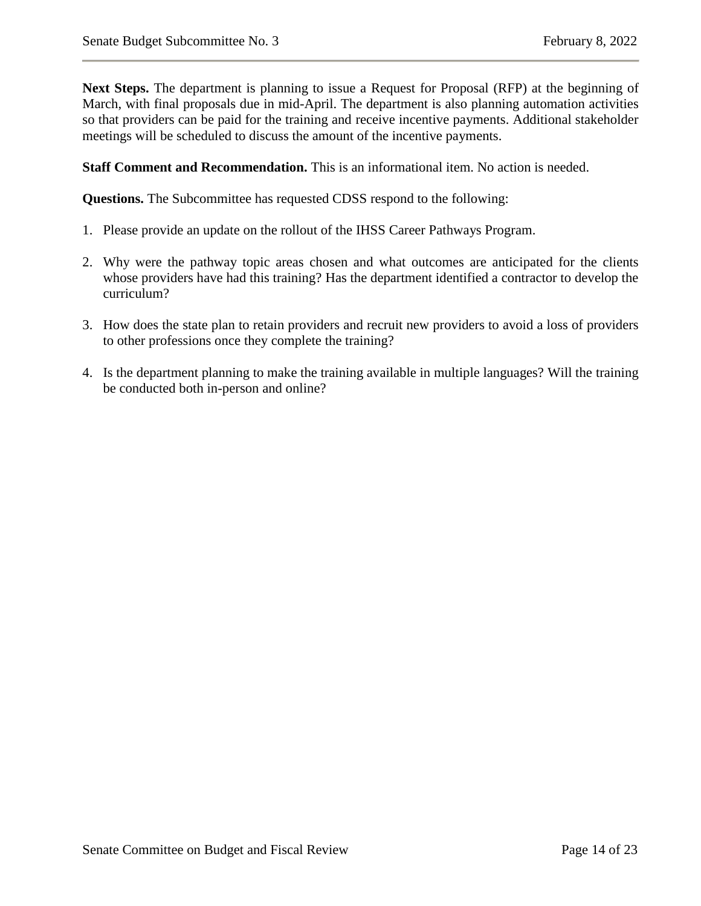**Next Steps.** The department is planning to issue a Request for Proposal (RFP) at the beginning of March, with final proposals due in mid-April. The department is also planning automation activities so that providers can be paid for the training and receive incentive payments. Additional stakeholder meetings will be scheduled to discuss the amount of the incentive payments.

**Staff Comment and Recommendation.** This is an informational item. No action is needed.

**Questions.** The Subcommittee has requested CDSS respond to the following:

1. Please provide an update on the rollout of the IHSS Career Pathways Program.

2. Why were the pathway topic areas chosen and what outcomes are anticipated for the clients whose providers have had this training? Has the department identified a contractor to develop the curriculum?

3. How does the state plan to retain providers and recruit new providers to avoid a loss of providers to other professions once they complete the training?

4. Is the department planning to make the training available in multiple languages? Will the training be conducted both in-person and online?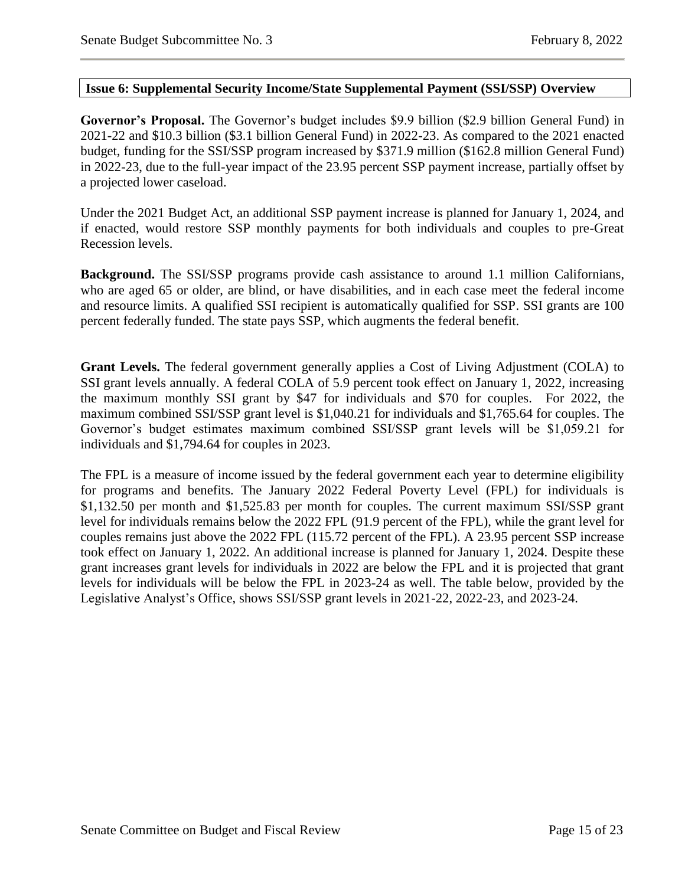## Issue 6: Supplemental Security Income/State Supplemental Payment (SSI/SSP) Overview

**Governor's Proposal.** The Governor's budget includes $9.9 billion ($2.9 billion General Fund) in 2021-22 and $10.3 billion ($3.1 billion General Fund) in 2022-23. As compared to the 2021 enacted budget, funding for the SSI/SSP program increased by $371.9 million ($162.8 million General Fund) in 2022-23, due to the full-year impact of the 23.95 percent SSP payment increase, partially offset by a projected lower caseload.

Under the 2021 Budget Act, an additional SSP payment increase is planned for January 1, 2024, and if enacted, would restore SSP monthly payments for both individuals and couples to pre-Great Recession levels.

**Background.** The SSI/SSP programs provide cash assistance to around 1.1 million Californians, who are aged 65 or older, are blind, or have disabilities, and in each case meet the federal income and resource limits. A qualified SSI recipient is automatically qualified for SSP. SSI grants are 100 percent federally funded. The state pays SSP, which augments the federal benefit.

**Grant Levels.** The federal government generally applies a Cost of Living Adjustment (COLA) to SSI grant levels annually. A federal COLA of 5.9 percent took effect on January 1, 2022, increasing the maximum monthly SSI grant by $47 for individuals and $70 for couples. For 2022, the maximum combined SSI/SSP grant level is $1,040.21 for individuals and $1,765.64 for couples. The Governor's budget estimates maximum combined SSI/SSP grant levels will be $1,059.21 for individuals and $1,794.64 for couples in 2023.

The FPL is a measure of income issued by the federal government each year to determine eligibility for programs and benefits. The January 2022 Federal Poverty Level (FPL) for individuals is $1,132.50 per month and $1,525.83 per month for couples. The current maximum SSI/SSP grant level for individuals remains below the 2022 FPL (91.9 percent of the FPL), while the grant level for couples remains just above the 2022 FPL (115.72 percent of the FPL). A 23.95 percent SSP increase took effect on January 1, 2022. An additional increase is planned for January 1, 2024. Despite these grant increases grant levels for individuals in 2022 are below the FPL and it is projected that grant levels for individuals will be below the FPL in 2023-24 as well. The table below, provided by the Legislative Analyst's Office, shows SSI/SSP grant levels in 2021-22, 2022-23, and 2023-24.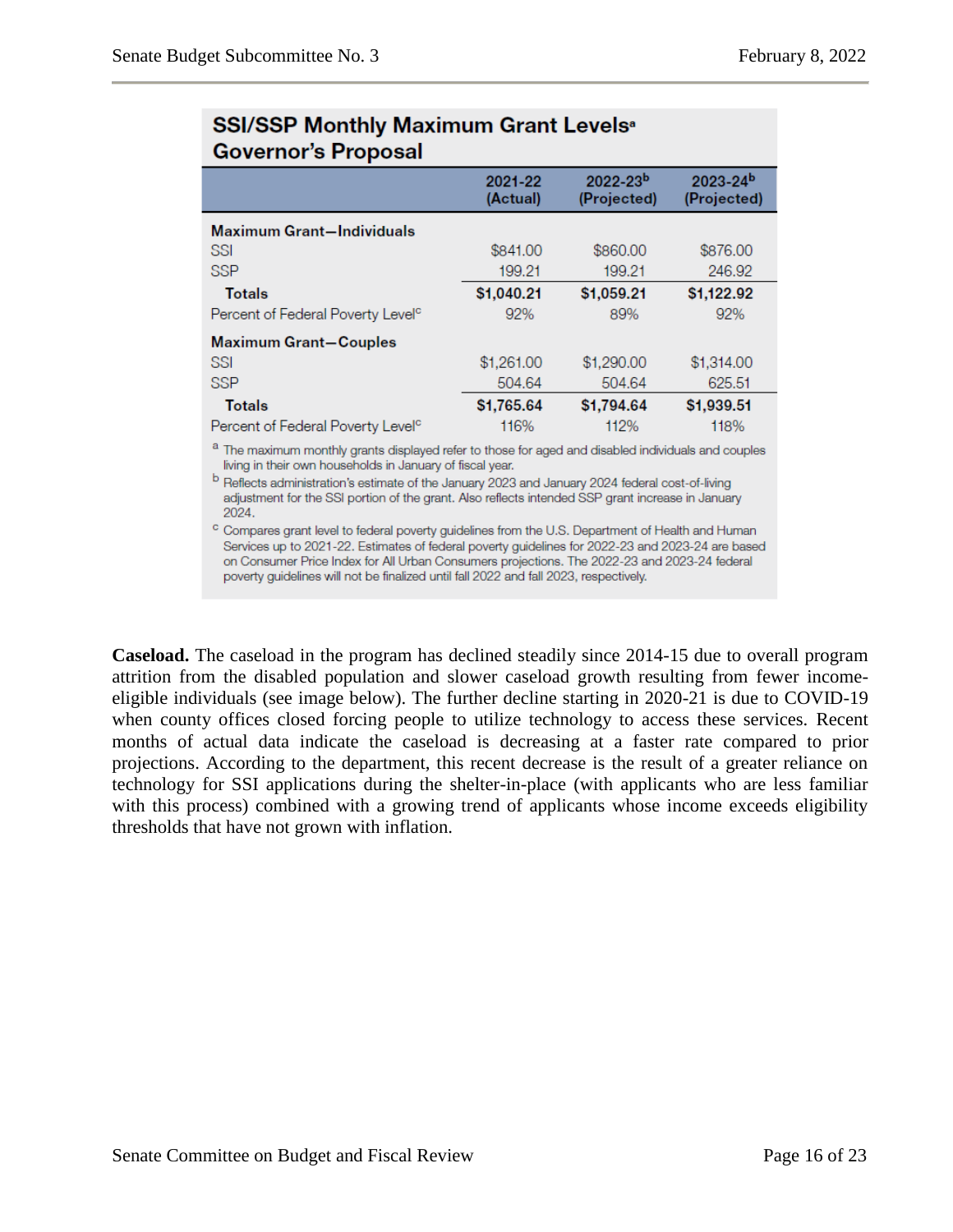**SSI/SSP Monthly Maximum Grant Levels[a]**
**Governor's Proposal**

| | 2021-22 (Actual) | 2022-23[b] (Projected) | 2023-24[b] (Projected) |
|---|---|---|---|
| **Maximum Grant—Individuals** | | | |
| SSI | $841.00 | $860.00 | $876.00 |
| SSP | 199.21 | 199.21 | 246.92 |
| **Totals** | **$1,040.21** | **$1,059.21** | **$1,122.92** |
| Percent of Federal Poverty Level[c] | 92% | 89% | 92% |
| **Maximum Grant—Couples** | | | |
| SSI | $1,261.00 | $1,290.00 | $1,314.00 |
| SSP | 504.64 | 504.64 | 625.51 |
| **Totals** | **$1,765.64** | **$1,794.64** | **$1,939.51** |
| Percent of Federal Poverty Level[c] | 116% | 112% | 118% |

[a] The maximum monthly grants displayed refer to those for aged and disabled individuals and couples living in their own households in January of fiscal year.

[b] Reflects administration's estimate of the January 2023 and January 2024 federal cost-of-living adjustment for the SSI portion of the grant. Also reflects intended SSP grant increase in January 2024.

[c] Compares grant level to federal poverty guidelines from the U.S. Department of Health and Human Services up to 2021-22. Estimates of federal poverty guidelines for 2022-23 and 2023-24 are based on Consumer Price Index for All Urban Consumers projections. The 2022-23 and 2023-24 federal poverty guidelines will not be finalized until fall 2022 and fall 2023, respectively.

**Caseload.** The caseload in the program has declined steadily since 2014-15 due to overall program attrition from the disabled population and slower caseload growth resulting from fewer income-eligible individuals (see image below). The further decline starting in 2020-21 is due to COVID-19 when county offices closed forcing people to utilize technology to access these services. Recent months of actual data indicate the caseload is decreasing at a faster rate compared to prior projections. According to the department, this recent decrease is the result of a greater reliance on technology for SSI applications during the shelter-in-place (with applicants who are less familiar with this process) combined with a growing trend of applicants whose income exceeds eligibility thresholds that have not grown with inflation.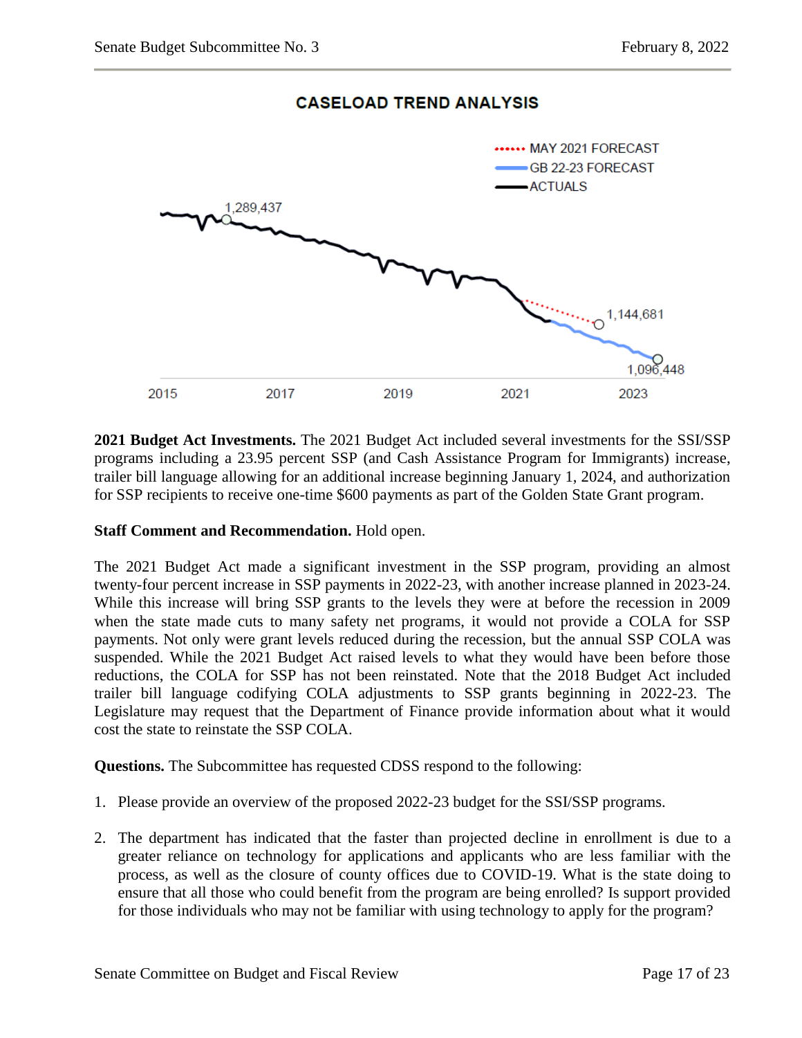**CASELOAD TREND ANALYSIS**

MAY 2021 FORECAST
GB 22-23 FORECAST
ACTUALS

1,289,437

1,144,681

1,096,448

2015 2017 2019 2021 2023

**2021 Budget Act Investments.** The 2021 Budget Act included several investments for the SSI/SSP programs including a 23.95 percent SSP (and Cash Assistance Program for Immigrants) increase, trailer bill language allowing for an additional increase beginning January 1, 2024, and authorization for SSP recipients to receive one-time $600 payments as part of the Golden State Grant program.

**Staff Comment and Recommendation.** Hold open.

The 2021 Budget Act made a significant investment in the SSP program, providing an almost twenty-four percent increase in SSP payments in 2022-23, with another increase planned in 2023-24. While this increase will bring SSP grants to the levels they were at before the recession in 2009 when the state made cuts to many safety net programs, it would not provide a COLA for SSP payments. Not only were grant levels reduced during the recession, but the annual SSP COLA was suspended. While the 2021 Budget Act raised levels to what they would have been before those reductions, the COLA for SSP has not been reinstated. Note that the 2018 Budget Act included trailer bill language codifying COLA adjustments to SSP grants beginning in 2022-23. The Legislature may request that the Department of Finance provide information about what it would cost the state to reinstate the SSP COLA.

**Questions.** The Subcommittee has requested CDSS respond to the following:

1. Please provide an overview of the proposed 2022-23 budget for the SSI/SSP programs.

2. The department has indicated that the faster than projected decline in enrollment is due to a greater reliance on technology for applications and applicants who are less familiar with the process, as well as the closure of county offices due to COVID-19. What is the state doing to ensure that all those who could benefit from the program are being enrolled? Is support provided for those individuals who may not be familiar with using technology to apply for the program?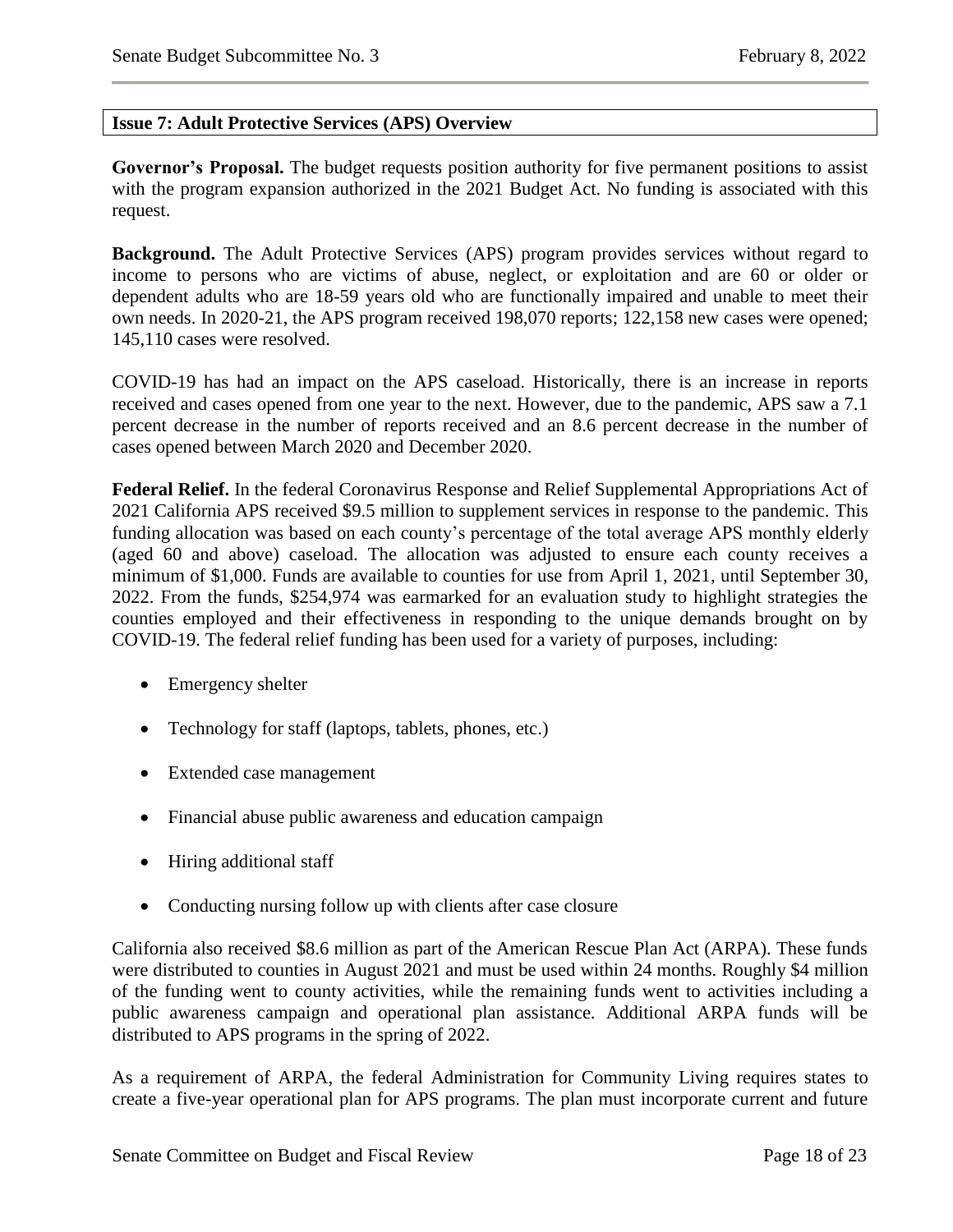**Issue 7: Adult Protective Services (APS) Overview**

**Governor's Proposal.** The budget requests position authority for five permanent positions to assist with the program expansion authorized in the 2021 Budget Act. No funding is associated with this request.

**Background.** The Adult Protective Services (APS) program provides services without regard to income to persons who are victims of abuse, neglect, or exploitation and are 60 or older or dependent adults who are 18-59 years old who are functionally impaired and unable to meet their own needs. In 2020-21, the APS program received 198,070 reports; 122,158 new cases were opened; 145,110 cases were resolved.

COVID-19 has had an impact on the APS caseload. Historically, there is an increase in reports received and cases opened from one year to the next. However, due to the pandemic, APS saw a 7.1 percent decrease in the number of reports received and an 8.6 percent decrease in the number of cases opened between March 2020 and December 2020.

**Federal Relief.** In the federal Coronavirus Response and Relief Supplemental Appropriations Act of 2021 California APS received $9.5 million to supplement services in response to the pandemic. This funding allocation was based on each county's percentage of the total average APS monthly elderly (aged 60 and above) caseload. The allocation was adjusted to ensure each county receives a minimum of $1,000. Funds are available to counties for use from April 1, 2021, until September 30, 2022. From the funds, $254,974 was earmarked for an evaluation study to highlight strategies the counties employed and their effectiveness in responding to the unique demands brought on by COVID-19. The federal relief funding has been used for a variety of purposes, including:

- Emergency shelter
- Technology for staff (laptops, tablets, phones, etc.)
- Extended case management
- Financial abuse public awareness and education campaign
- Hiring additional staff
- Conducting nursing follow up with clients after case closure

California also received $8.6 million as part of the American Rescue Plan Act (ARPA). These funds were distributed to counties in August 2021 and must be used within 24 months. Roughly $4 million of the funding went to county activities, while the remaining funds went to activities including a public awareness campaign and operational plan assistance. Additional ARPA funds will be distributed to APS programs in the spring of 2022.

As a requirement of ARPA, the federal Administration for Community Living requires states to create a five-year operational plan for APS programs. The plan must incorporate current and future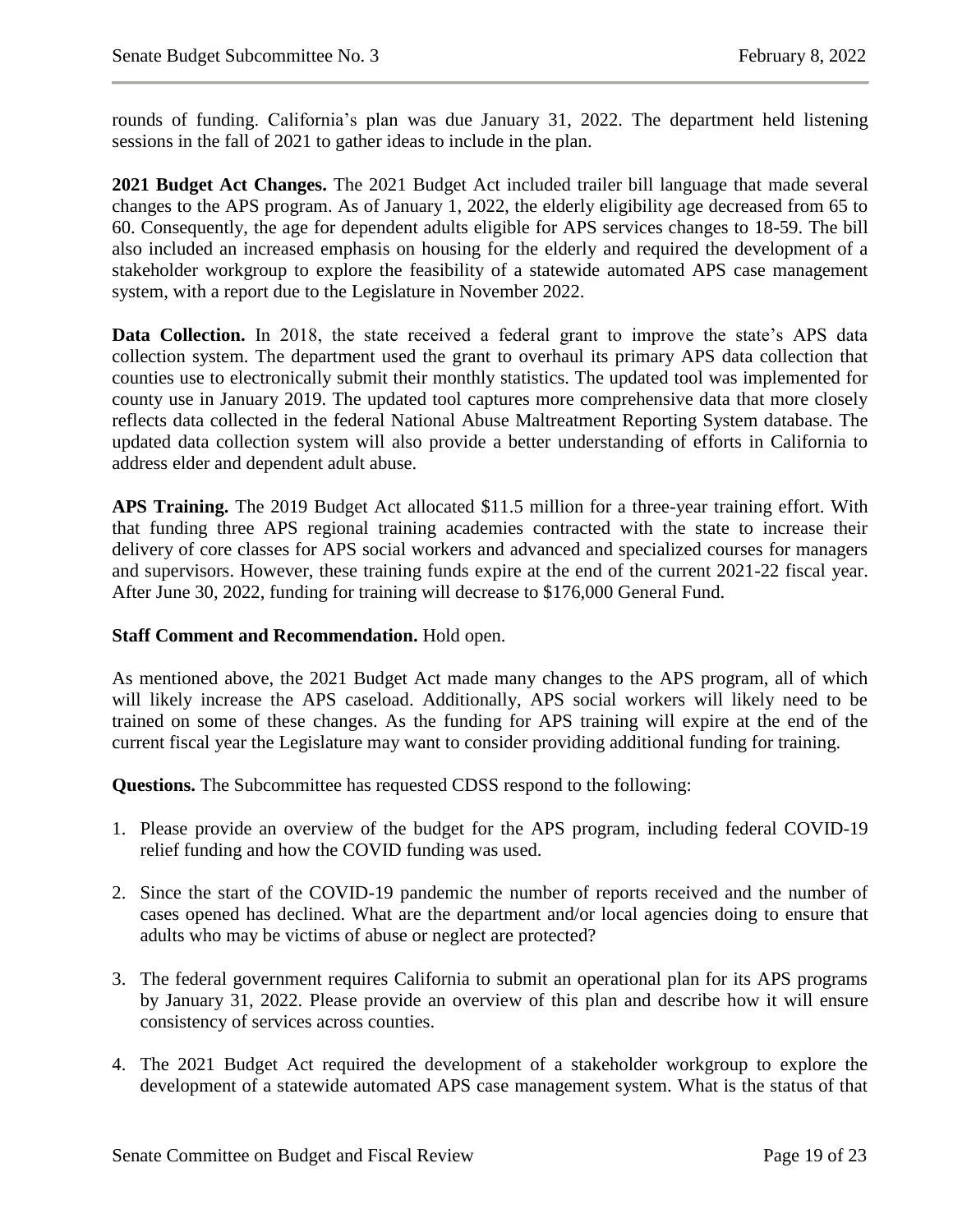rounds of funding. California's plan was due January 31, 2022. The department held listening sessions in the fall of 2021 to gather ideas to include in the plan.

**2021 Budget Act Changes.** The 2021 Budget Act included trailer bill language that made several changes to the APS program. As of January 1, 2022, the elderly eligibility age decreased from 65 to 60. Consequently, the age for dependent adults eligible for APS services changes to 18-59. The bill also included an increased emphasis on housing for the elderly and required the development of a stakeholder workgroup to explore the feasibility of a statewide automated APS case management system, with a report due to the Legislature in November 2022.

**Data Collection.** In 2018, the state received a federal grant to improve the state's APS data collection system. The department used the grant to overhaul its primary APS data collection that counties use to electronically submit their monthly statistics. The updated tool was implemented for county use in January 2019. The updated tool captures more comprehensive data that more closely reflects data collected in the federal National Abuse Maltreatment Reporting System database. The updated data collection system will also provide a better understanding of efforts in California to address elder and dependent adult abuse.

**APS Training.** The 2019 Budget Act allocated $11.5 million for a three-year training effort. With that funding three APS regional training academies contracted with the state to increase their delivery of core classes for APS social workers and advanced and specialized courses for managers and supervisors. However, these training funds expire at the end of the current 2021-22 fiscal year. After June 30, 2022, funding for training will decrease to $176,000 General Fund.

**Staff Comment and Recommendation.** Hold open.

As mentioned above, the 2021 Budget Act made many changes to the APS program, all of which will likely increase the APS caseload. Additionally, APS social workers will likely need to be trained on some of these changes. As the funding for APS training will expire at the end of the current fiscal year the Legislature may want to consider providing additional funding for training.

**Questions.** The Subcommittee has requested CDSS respond to the following:

1. Please provide an overview of the budget for the APS program, including federal COVID-19 relief funding and how the COVID funding was used.

2. Since the start of the COVID-19 pandemic the number of reports received and the number of cases opened has declined. What are the department and/or local agencies doing to ensure that adults who may be victims of abuse or neglect are protected?

3. The federal government requires California to submit an operational plan for its APS programs by January 31, 2022. Please provide an overview of this plan and describe how it will ensure consistency of services across counties.

4. The 2021 Budget Act required the development of a stakeholder workgroup to explore the development of a statewide automated APS case management system. What is the status of that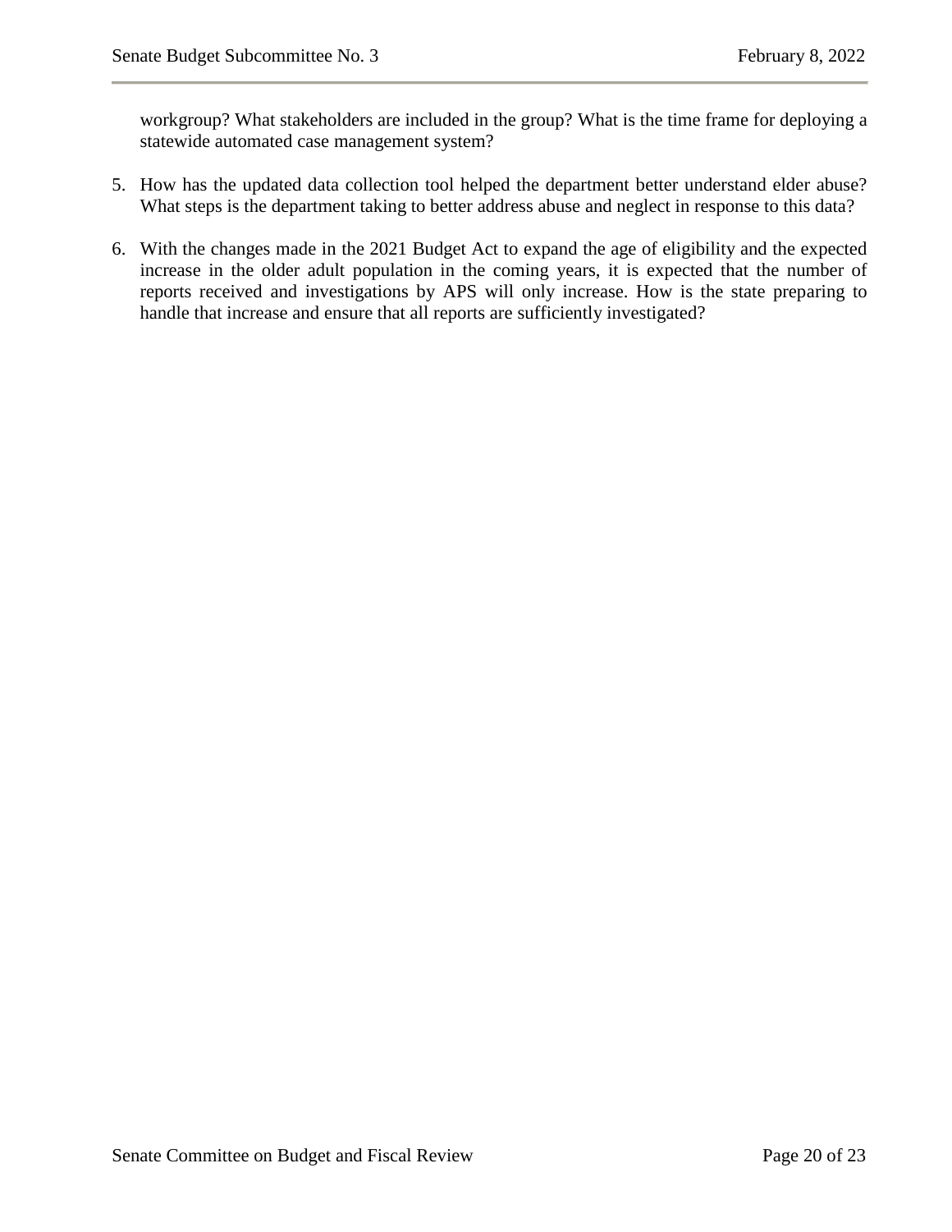workgroup? What stakeholders are included in the group? What is the time frame for deploying a statewide automated case management system?

5. How has the updated data collection tool helped the department better understand elder abuse? What steps is the department taking to better address abuse and neglect in response to this data?

6. With the changes made in the 2021 Budget Act to expand the age of eligibility and the expected increase in the older adult population in the coming years, it is expected that the number of reports received and investigations by APS will only increase. How is the state preparing to handle that increase and ensure that all reports are sufficiently investigated?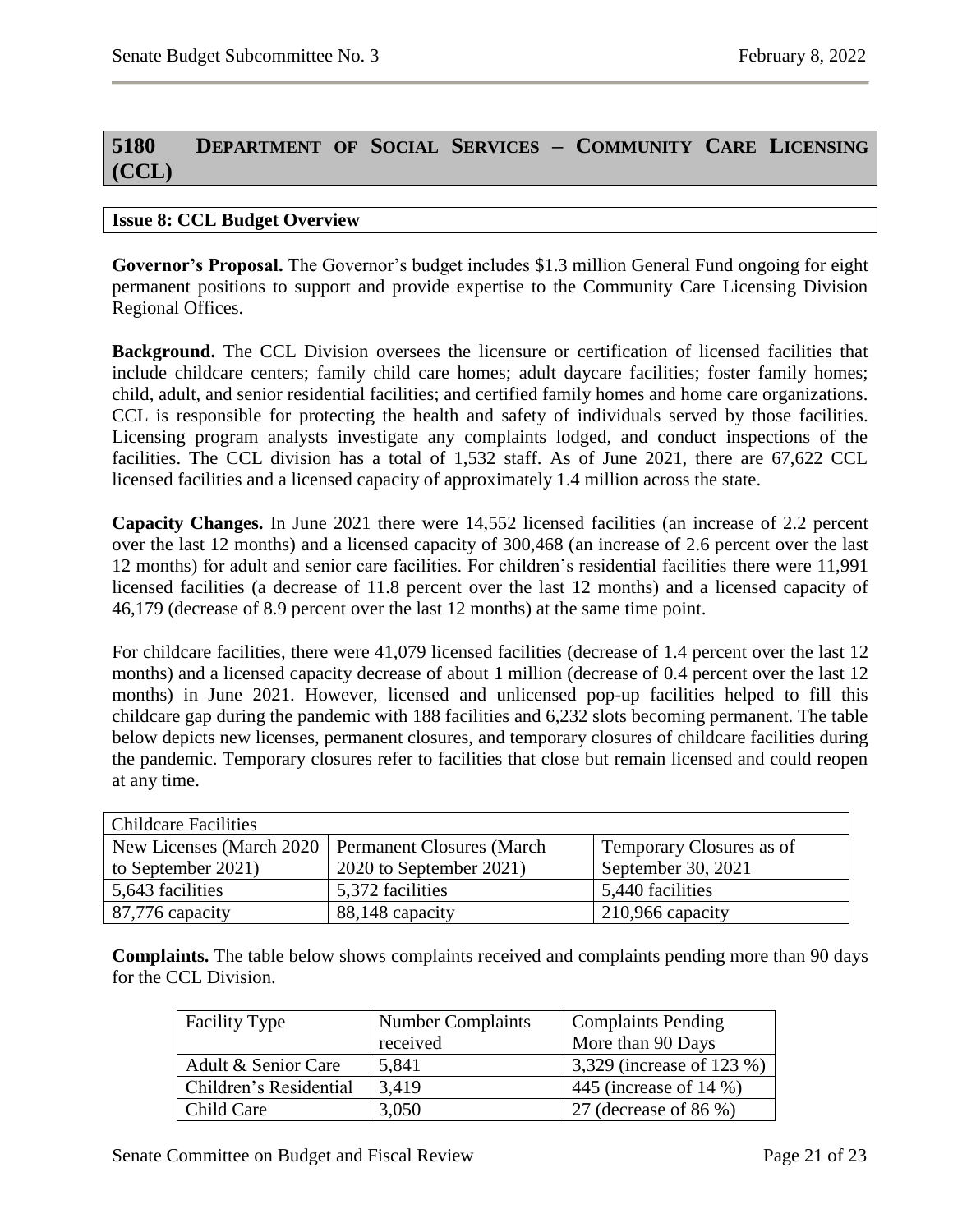## 5180 Department of Social Services – Community Care Licensing (CCL)

### Issue 8: CCL Budget Overview

**Governor's Proposal.** The Governor's budget includes $1.3 million General Fund ongoing for eight permanent positions to support and provide expertise to the Community Care Licensing Division Regional Offices.

**Background.** The CCL Division oversees the licensure or certification of licensed facilities that include childcare centers; family child care homes; adult daycare facilities; foster family homes; child, adult, and senior residential facilities; and certified family homes and home care organizations. CCL is responsible for protecting the health and safety of individuals served by those facilities. Licensing program analysts investigate any complaints lodged, and conduct inspections of the facilities. The CCL division has a total of 1,532 staff. As of June 2021, there are 67,622 CCL licensed facilities and a licensed capacity of approximately 1.4 million across the state.

**Capacity Changes.** In June 2021 there were 14,552 licensed facilities (an increase of 2.2 percent over the last 12 months) and a licensed capacity of 300,468 (an increase of 2.6 percent over the last 12 months) for adult and senior care facilities. For children's residential facilities there were 11,991 licensed facilities (a decrease of 11.8 percent over the last 12 months) and a licensed capacity of 46,179 (decrease of 8.9 percent over the last 12 months) at the same time point.

For childcare facilities, there were 41,079 licensed facilities (decrease of 1.4 percent over the last 12 months) and a licensed capacity decrease of about 1 million (decrease of 0.4 percent over the last 12 months) in June 2021. However, licensed and unlicensed pop-up facilities helped to fill this childcare gap during the pandemic with 188 facilities and 6,232 slots becoming permanent. The table below depicts new licenses, permanent closures, and temporary closures of childcare facilities during the pandemic. Temporary closures refer to facilities that close but remain licensed and could reopen at any time.

| Childcare Facilities | | |
|---|---|---|
| New Licenses (March 2020 to September 2021) | Permanent Closures (March 2020 to September 2021) | Temporary Closures as of September 30, 2021 |
| 5,643 facilities | 5,372 facilities | 5,440 facilities |
| 87,776 capacity | 88,148 capacity | 210,966 capacity |

**Complaints.** The table below shows complaints received and complaints pending more than 90 days for the CCL Division.

| Facility Type | Number Complaints received | Complaints Pending More than 90 Days |
|---|---|---|
| Adult & Senior Care | 5,841 | 3,329 (increase of 123 %) |
| Children's Residential | 3,419 | 445 (increase of 14 %) |
| Child Care | 3,050 | 27 (decrease of 86 %) |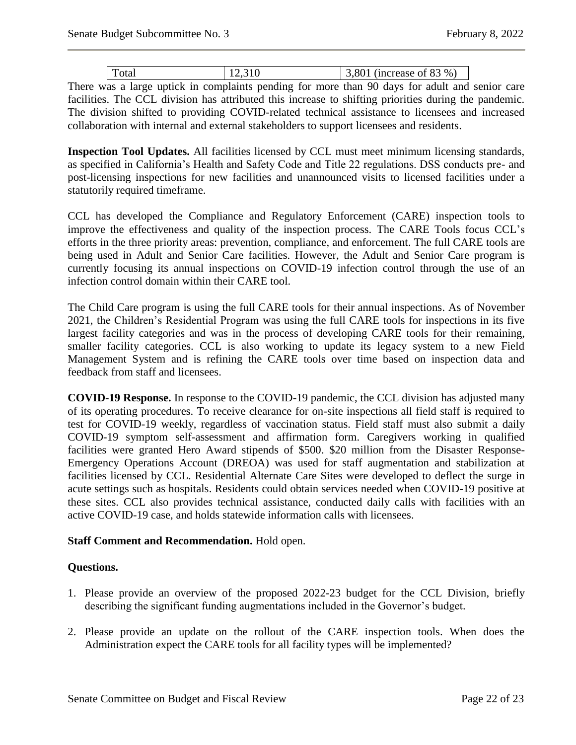| Total | 12,310 | 3,801 (increase of 83 %) |
|---|---|---|

There was a large uptick in complaints pending for more than 90 days for adult and senior care facilities. The CCL division has attributed this increase to shifting priorities during the pandemic. The division shifted to providing COVID-related technical assistance to licensees and increased collaboration with internal and external stakeholders to support licensees and residents.

**Inspection Tool Updates.** All facilities licensed by CCL must meet minimum licensing standards, as specified in California's Health and Safety Code and Title 22 regulations. DSS conducts pre- and post-licensing inspections for new facilities and unannounced visits to licensed facilities under a statutorily required timeframe.

CCL has developed the Compliance and Regulatory Enforcement (CARE) inspection tools to improve the effectiveness and quality of the inspection process. The CARE Tools focus CCL's efforts in the three priority areas: prevention, compliance, and enforcement. The full CARE tools are being used in Adult and Senior Care facilities. However, the Adult and Senior Care program is currently focusing its annual inspections on COVID-19 infection control through the use of an infection control domain within their CARE tool.

The Child Care program is using the full CARE tools for their annual inspections. As of November 2021, the Children's Residential Program was using the full CARE tools for inspections in its five largest facility categories and was in the process of developing CARE tools for their remaining, smaller facility categories. CCL is also working to update its legacy system to a new Field Management System and is refining the CARE tools over time based on inspection data and feedback from staff and licensees.

**COVID-19 Response.** In response to the COVID-19 pandemic, the CCL division has adjusted many of its operating procedures. To receive clearance for on-site inspections all field staff is required to test for COVID-19 weekly, regardless of vaccination status. Field staff must also submit a daily COVID-19 symptom self-assessment and affirmation form. Caregivers working in qualified facilities were granted Hero Award stipends of $500. $20 million from the Disaster Response-Emergency Operations Account (DREOA) was used for staff augmentation and stabilization at facilities licensed by CCL. Residential Alternate Care Sites were developed to deflect the surge in acute settings such as hospitals. Residents could obtain services needed when COVID-19 positive at these sites. CCL also provides technical assistance, conducted daily calls with facilities with an active COVID-19 case, and holds statewide information calls with licensees.

**Staff Comment and Recommendation.** Hold open.

**Questions.**

1. Please provide an overview of the proposed 2022-23 budget for the CCL Division, briefly describing the significant funding augmentations included in the Governor's budget.

2. Please provide an update on the rollout of the CARE inspection tools. When does the Administration expect the CARE tools for all facility types will be implemented?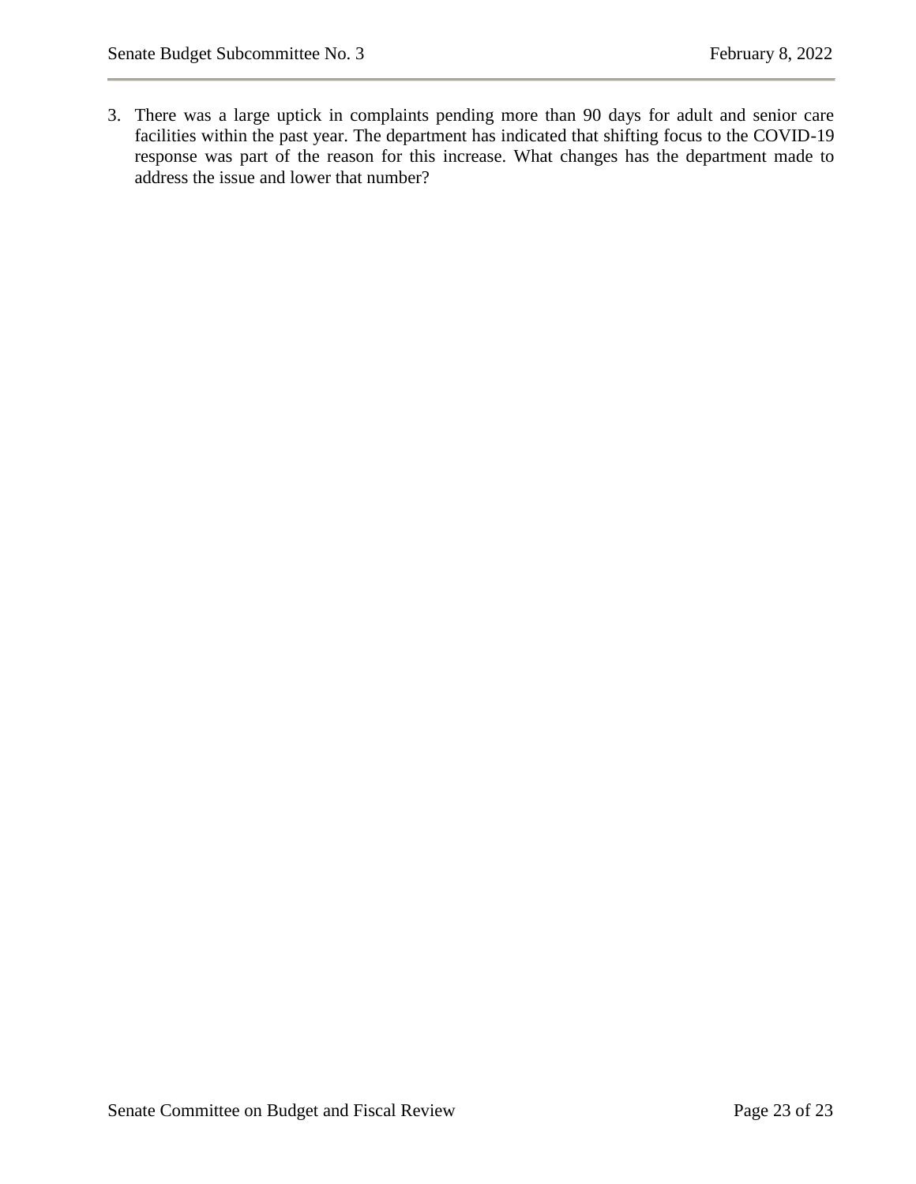3. There was a large uptick in complaints pending more than 90 days for adult and senior care facilities within the past year. The department has indicated that shifting focus to the COVID-19 response was part of the reason for this increase. What changes has the department made to address the issue and lower that number?